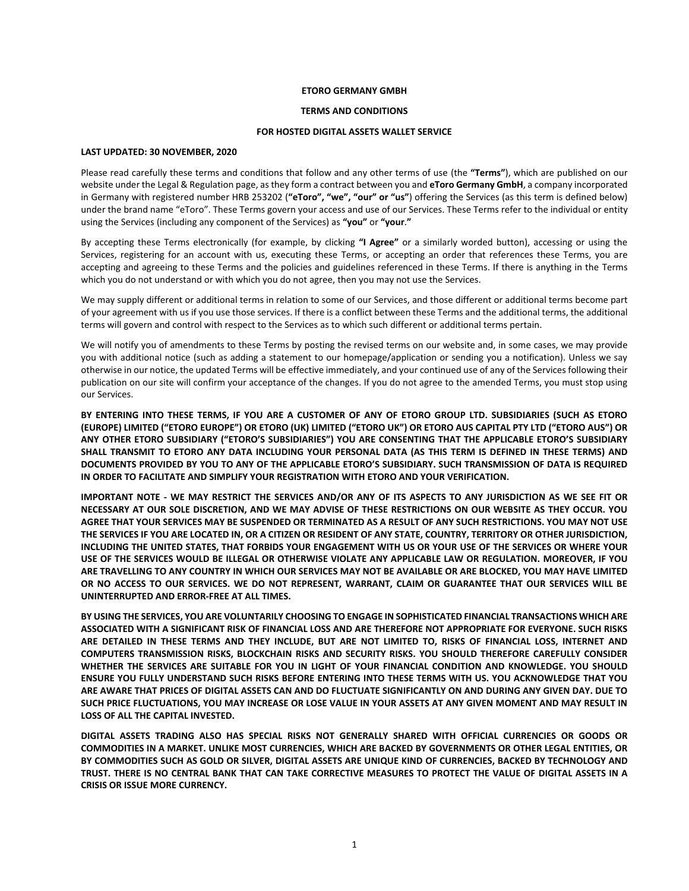**ETORO GERMANY GMBH**

**TERMS AND CONDITIONS**

**FOR HOSTED DIGITAL ASSETS WALLET SERVICE**

**LAST UPDATED: 30 NOVEMBER, 2020**

Please read carefully these terms and conditions that follow and any other terms of use (the **"Terms"**), which are published on our website under the Legal & Regulation page, as they form a contract between you and **eToro Germany GmbH**, a company incorporated in Germany with registered number HRB 253202 (**"eToro", "we", "our" or "us"**) offering the Services (as this term is defined below) under the brand name "eToro". These Terms govern your access and use of our Services. These Terms refer to the individual or entity using the Services (including any component of the Services) as **"you"** or **"your**.**"**

By accepting these Terms electronically (for example, by clicking **"I Agree"** or a similarly worded button), accessing or using the Services, registering for an account with us, executing these Terms, or accepting an order that references these Terms, you are accepting and agreeing to these Terms and the policies and guidelines referenced in these Terms. If there is anything in the Terms which you do not understand or with which you do not agree, then you may not use the Services.

We may supply different or additional terms in relation to some of our Services, and those different or additional terms become part of your agreement with us if you use those services. If there is a conflict between these Terms and the additional terms, the additional terms will govern and control with respect to the Services as to which such different or additional terms pertain.

We will notify you of amendments to these Terms by posting the revised terms on our website and, in some cases, we may provide you with additional notice (such as adding a statement to our homepage/application or sending you a notification). Unless we say otherwise in our notice, the updated Terms will be effective immediately, and your continued use of any of the Services following their publication on our site will confirm your acceptance of the changes. If you do not agree to the amended Terms, you must stop using our Services.

**BY ENTERING INTO THESE TERMS, IF YOU ARE A CUSTOMER OF ANY OF ETORO GROUP LTD. SUBSIDIARIES (SUCH AS ETORO (EUROPE) LIMITED ("ETORO EUROPE") OR ETORO (UK) LIMITED ("ETORO UK") OR ETORO AUS CAPITAL PTY LTD ("ETORO AUS") OR ANY OTHER ETORO SUBSIDIARY ("ETORO'S SUBSIDIARIES") YOU ARE CONSENTING THAT THE APPLICABLE ETORO'S SUBSIDIARY SHALL TRANSMIT TO ETORO ANY DATA INCLUDING YOUR PERSONAL DATA (AS THIS TERM IS DEFINED IN THESE TERMS) AND DOCUMENTS PROVIDED BY YOU TO ANY OF THE APPLICABLE ETORO'S SUBSIDIARY. SUCH TRANSMISSION OF DATA IS REQUIRED IN ORDER TO FACILITATE AND SIMPLIFY YOUR REGISTRATION WITH ETORO AND YOUR VERIFICATION.**

**IMPORTANT NOTE - WE MAY RESTRICT THE SERVICES AND/OR ANY OF ITS ASPECTS TO ANY JURISDICTION AS WE SEE FIT OR NECESSARY AT OUR SOLE DISCRETION, AND WE MAY ADVISE OF THESE RESTRICTIONS ON OUR WEBSITE AS THEY OCCUR. YOU AGREE THAT YOUR SERVICES MAY BE SUSPENDED OR TERMINATED AS A RESULT OF ANY SUCH RESTRICTIONS. YOU MAY NOT USE THE SERVICES IF YOU ARE LOCATED IN, OR A CITIZEN OR RESIDENT OF ANY STATE, COUNTRY, TERRITORY OR OTHER JURISDICTION, INCLUDING THE UNITED STATES, THAT FORBIDS YOUR ENGAGEMENT WITH US OR YOUR USE OF THE SERVICES OR WHERE YOUR USE OF THE SERVICES WOULD BE ILLEGAL OR OTHERWISE VIOLATE ANY APPLICABLE LAW OR REGULATION. MOREOVER, IF YOU ARE TRAVELLING TO ANY COUNTRY IN WHICH OUR SERVICES MAY NOT BE AVAILABLE OR ARE BLOCKED, YOU MAY HAVE LIMITED OR NO ACCESS TO OUR SERVICES. WE DO NOT REPRESENT, WARRANT, CLAIM OR GUARANTEE THAT OUR SERVICES WILL BE UNINTERRUPTED AND ERROR-FREE AT ALL TIMES.**

**BY USING THE SERVICES, YOU ARE VOLUNTARILY CHOOSING TO ENGAGE IN SOPHISTICATED FINANCIAL TRANSACTIONS WHICH ARE ASSOCIATED WITH A SIGNIFICANT RISK OF FINANCIAL LOSS AND ARE THEREFORE NOT APPROPRIATE FOR EVERYONE. SUCH RISKS ARE DETAILED IN THESE TERMS AND THEY INCLUDE, BUT ARE NOT LIMITED TO, RISKS OF FINANCIAL LOSS, INTERNET AND COMPUTERS TRANSMISSION RISKS, BLOCKCHAIN RISKS AND SECURITY RISKS. YOU SHOULD THEREFORE CAREFULLY CONSIDER WHETHER THE SERVICES ARE SUITABLE FOR YOU IN LIGHT OF YOUR FINANCIAL CONDITION AND KNOWLEDGE. YOU SHOULD ENSURE YOU FULLY UNDERSTAND SUCH RISKS BEFORE ENTERING INTO THESE TERMS WITH US. YOU ACKNOWLEDGE THAT YOU ARE AWARE THAT PRICES OF DIGITAL ASSETS CAN AND DO FLUCTUATE SIGNIFICANTLY ON AND DURING ANY GIVEN DAY. DUE TO SUCH PRICE FLUCTUATIONS, YOU MAY INCREASE OR LOSE VALUE IN YOUR ASSETS AT ANY GIVEN MOMENT AND MAY RESULT IN LOSS OF ALL THE CAPITAL INVESTED.**

**DIGITAL ASSETS TRADING ALSO HAS SPECIAL RISKS NOT GENERALLY SHARED WITH OFFICIAL CURRENCIES OR GOODS OR COMMODITIES IN A MARKET. UNLIKE MOST CURRENCIES, WHICH ARE BACKED BY GOVERNMENTS OR OTHER LEGAL ENTITIES, OR BY COMMODITIES SUCH AS GOLD OR SILVER, DIGITAL ASSETS ARE UNIQUE KIND OF CURRENCIES, BACKED BY TECHNOLOGY AND TRUST. THERE IS NO CENTRAL BANK THAT CAN TAKE CORRECTIVE MEASURES TO PROTECT THE VALUE OF DIGITAL ASSETS IN A CRISIS OR ISSUE MORE CURRENCY.**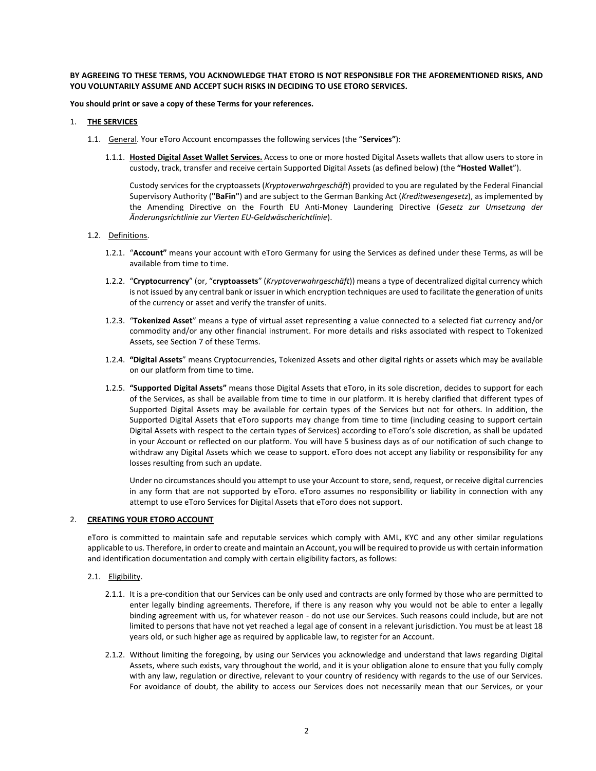**BY AGREEING TO THESE TERMS, YOU ACKNOWLEDGE THAT ETORO IS NOT RESPONSIBLE FOR THE AFOREMENTIONED RISKS, AND YOU VOLUNTARILY ASSUME AND ACCEPT SUCH RISKS IN DECIDING TO USE ETORO SERVICES.**

**You should print or save a copy of these Terms for your references.**

## 1. THE SERVICES

1.1. General. Your eToro Account encompasses the following services (the "**Services"**):

1.1.1. **Hosted Digital Asset Wallet Services.** Access to one or more hosted Digital Assets wallets that allow users to store in custody, track, transfer and receive certain Supported Digital Assets (as defined below) (the **"Hosted Wallet**").

Custody services for the cryptoassets (*Kryptoverwahrgeschäft*) provided to you are regulated by the Federal Financial Supervisory Authority (**"BaFin"**) and are subject to the German Banking Act (*Kreditwesengesetz*), as implemented by the Amending Directive on the Fourth EU Anti-Money Laundering Directive (*Gesetz zur Umsetzung der Änderungsrichtlinie zur Vierten EU-Geldwäscherichtlinie*).

1.2. Definitions.

1.2.1. "**Account"** means your account with eToro Germany for using the Services as defined under these Terms, as will be available from time to time.

1.2.2. "**Cryptocurrency**" (or, "**cryptoassets**" (*Kryptoverwahrgeschäft*)) means a type of decentralized digital currency which is not issued by any central bank or issuer in which encryption techniques are used to facilitate the generation of units of the currency or asset and verify the transfer of units.

1.2.3. "**Tokenized Asset**" means a type of virtual asset representing a value connected to a selected fiat currency and/or commodity and/or any other financial instrument. For more details and risks associated with respect to Tokenized Assets, see Section 7 of these Terms.

1.2.4. **"Digital Assets**" means Cryptocurrencies, Tokenized Assets and other digital rights or assets which may be available on our platform from time to time.

1.2.5. **"Supported Digital Assets"** means those Digital Assets that eToro, in its sole discretion, decides to support for each of the Services, as shall be available from time to time in our platform. It is hereby clarified that different types of Supported Digital Assets may be available for certain types of the Services but not for others. In addition, the Supported Digital Assets that eToro supports may change from time to time (including ceasing to support certain Digital Assets with respect to the certain types of Services) according to eToro's sole discretion, as shall be updated in your Account or reflected on our platform. You will have 5 business days as of our notification of such change to withdraw any Digital Assets which we cease to support. eToro does not accept any liability or responsibility for any losses resulting from such an update.

Under no circumstances should you attempt to use your Account to store, send, request, or receive digital currencies in any form that are not supported by eToro. eToro assumes no responsibility or liability in connection with any attempt to use eToro Services for Digital Assets that eToro does not support.

## 2. CREATING YOUR ETORO ACCOUNT

eToro is committed to maintain safe and reputable services which comply with AML, KYC and any other similar regulations applicable to us. Therefore, in order to create and maintain an Account, you will be required to provide us with certain information and identification documentation and comply with certain eligibility factors, as follows:

2.1. Eligibility.

2.1.1. It is a pre-condition that our Services can be only used and contracts are only formed by those who are permitted to enter legally binding agreements. Therefore, if there is any reason why you would not be able to enter a legally binding agreement with us, for whatever reason - do not use our Services. Such reasons could include, but are not limited to persons that have not yet reached a legal age of consent in a relevant jurisdiction. You must be at least 18 years old, or such higher age as required by applicable law, to register for an Account.

2.1.2. Without limiting the foregoing, by using our Services you acknowledge and understand that laws regarding Digital Assets, where such exists, vary throughout the world, and it is your obligation alone to ensure that you fully comply with any law, regulation or directive, relevant to your country of residency with regards to the use of our Services. For avoidance of doubt, the ability to access our Services does not necessarily mean that our Services, or your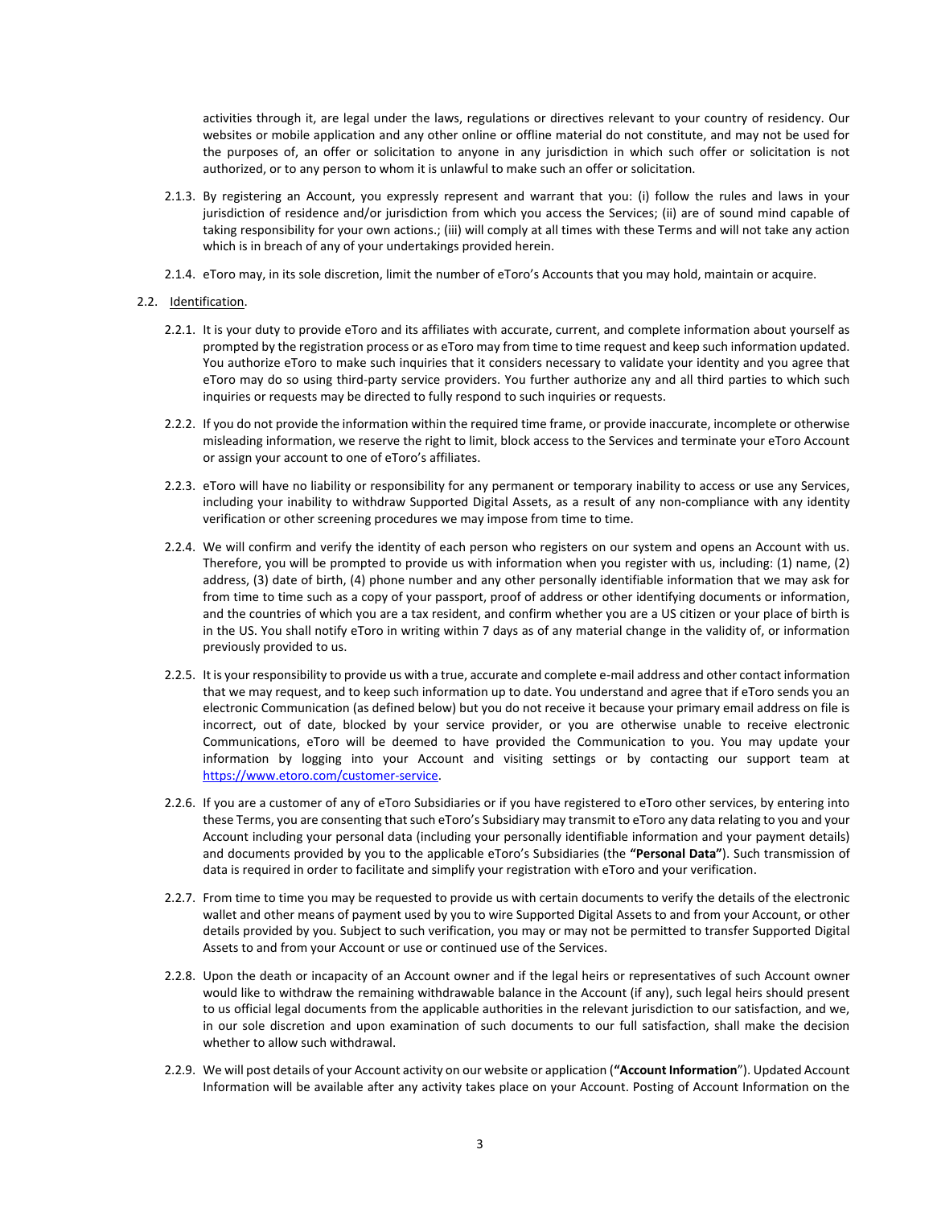activities through it, are legal under the laws, regulations or directives relevant to your country of residency. Our websites or mobile application and any other online or offline material do not constitute, and may not be used for the purposes of, an offer or solicitation to anyone in any jurisdiction in which such offer or solicitation is not authorized, or to any person to whom it is unlawful to make such an offer or solicitation.

2.1.3. By registering an Account, you expressly represent and warrant that you: (i) follow the rules and laws in your jurisdiction of residence and/or jurisdiction from which you access the Services; (ii) are of sound mind capable of taking responsibility for your own actions.; (iii) will comply at all times with these Terms and will not take any action which is in breach of any of your undertakings provided herein.

2.1.4. eToro may, in its sole discretion, limit the number of eToro's Accounts that you may hold, maintain or acquire.

2.2. Identification.

2.2.1. It is your duty to provide eToro and its affiliates with accurate, current, and complete information about yourself as prompted by the registration process or as eToro may from time to time request and keep such information updated. You authorize eToro to make such inquiries that it considers necessary to validate your identity and you agree that eToro may do so using third-party service providers. You further authorize any and all third parties to which such inquiries or requests may be directed to fully respond to such inquiries or requests.

2.2.2. If you do not provide the information within the required time frame, or provide inaccurate, incomplete or otherwise misleading information, we reserve the right to limit, block access to the Services and terminate your eToro Account or assign your account to one of eToro's affiliates.

2.2.3. eToro will have no liability or responsibility for any permanent or temporary inability to access or use any Services, including your inability to withdraw Supported Digital Assets, as a result of any non-compliance with any identity verification or other screening procedures we may impose from time to time.

2.2.4. We will confirm and verify the identity of each person who registers on our system and opens an Account with us. Therefore, you will be prompted to provide us with information when you register with us, including: (1) name, (2) address, (3) date of birth, (4) phone number and any other personally identifiable information that we may ask for from time to time such as a copy of your passport, proof of address or other identifying documents or information, and the countries of which you are a tax resident, and confirm whether you are a US citizen or your place of birth is in the US. You shall notify eToro in writing within 7 days as of any material change in the validity of, or information previously provided to us.

2.2.5. It is your responsibility to provide us with a true, accurate and complete e-mail address and other contact information that we may request, and to keep such information up to date. You understand and agree that if eToro sends you an electronic Communication (as defined below) but you do not receive it because your primary email address on file is incorrect, out of date, blocked by your service provider, or you are otherwise unable to receive electronic Communications, eToro will be deemed to have provided the Communication to you. You may update your information by logging into your Account and visiting settings or by contacting our support team at https://www.etoro.com/customer-service.

2.2.6. If you are a customer of any of eToro Subsidiaries or if you have registered to eToro other services, by entering into these Terms, you are consenting that such eToro's Subsidiary may transmit to eToro any data relating to you and your Account including your personal data (including your personally identifiable information and your payment details) and documents provided by you to the applicable eToro's Subsidiaries (the **"Personal Data"**). Such transmission of data is required in order to facilitate and simplify your registration with eToro and your verification.

2.2.7. From time to time you may be requested to provide us with certain documents to verify the details of the electronic wallet and other means of payment used by you to wire Supported Digital Assets to and from your Account, or other details provided by you. Subject to such verification, you may or may not be permitted to transfer Supported Digital Assets to and from your Account or use or continued use of the Services.

2.2.8. Upon the death or incapacity of an Account owner and if the legal heirs or representatives of such Account owner would like to withdraw the remaining withdrawable balance in the Account (if any), such legal heirs should present to us official legal documents from the applicable authorities in the relevant jurisdiction to our satisfaction, and we, in our sole discretion and upon examination of such documents to our full satisfaction, shall make the decision whether to allow such withdrawal.

2.2.9. We will post details of your Account activity on our website or application (**"Account Information**"). Updated Account Information will be available after any activity takes place on your Account. Posting of Account Information on the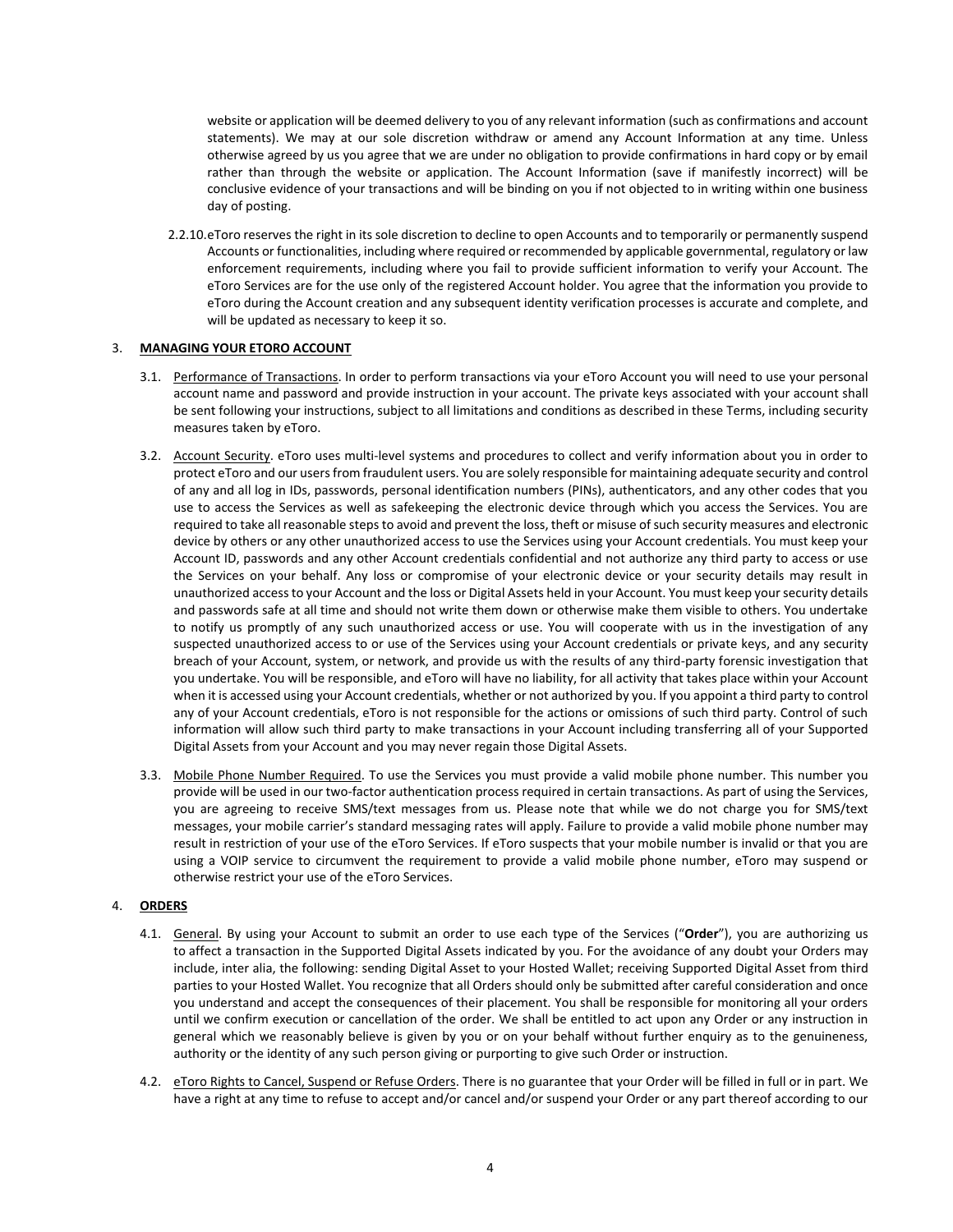website or application will be deemed delivery to you of any relevant information (such as confirmations and account statements). We may at our sole discretion withdraw or amend any Account Information at any time. Unless otherwise agreed by us you agree that we are under no obligation to provide confirmations in hard copy or by email rather than through the website or application. The Account Information (save if manifestly incorrect) will be conclusive evidence of your transactions and will be binding on you if not objected to in writing within one business day of posting.

2.2.10. eToro reserves the right in its sole discretion to decline to open Accounts and to temporarily or permanently suspend Accounts or functionalities, including where required or recommended by applicable governmental, regulatory or law enforcement requirements, including where you fail to provide sufficient information to verify your Account. The eToro Services are for the use only of the registered Account holder. You agree that the information you provide to eToro during the Account creation and any subsequent identity verification processes is accurate and complete, and will be updated as necessary to keep it so.

3. **MANAGING YOUR ETORO ACCOUNT**

3.1. Performance of Transactions. In order to perform transactions via your eToro Account you will need to use your personal account name and password and provide instruction in your account. The private keys associated with your account shall be sent following your instructions, subject to all limitations and conditions as described in these Terms, including security measures taken by eToro.

3.2. Account Security. eToro uses multi-level systems and procedures to collect and verify information about you in order to protect eToro and our users from fraudulent users. You are solely responsible for maintaining adequate security and control of any and all log in IDs, passwords, personal identification numbers (PINs), authenticators, and any other codes that you use to access the Services as well as safekeeping the electronic device through which you access the Services. You are required to take all reasonable steps to avoid and prevent the loss, theft or misuse of such security measures and electronic device by others or any other unauthorized access to use the Services using your Account credentials. You must keep your Account ID, passwords and any other Account credentials confidential and not authorize any third party to access or use the Services on your behalf. Any loss or compromise of your electronic device or your security details may result in unauthorized access to your Account and the loss or Digital Assets held in your Account. You must keep your security details and passwords safe at all time and should not write them down or otherwise make them visible to others. You undertake to notify us promptly of any such unauthorized access or use. You will cooperate with us in the investigation of any suspected unauthorized access to or use of the Services using your Account credentials or private keys, and any security breach of your Account, system, or network, and provide us with the results of any third-party forensic investigation that you undertake. You will be responsible, and eToro will have no liability, for all activity that takes place within your Account when it is accessed using your Account credentials, whether or not authorized by you. If you appoint a third party to control any of your Account credentials, eToro is not responsible for the actions or omissions of such third party. Control of such information will allow such third party to make transactions in your Account including transferring all of your Supported Digital Assets from your Account and you may never regain those Digital Assets.

3.3. Mobile Phone Number Required. To use the Services you must provide a valid mobile phone number. This number you provide will be used in our two-factor authentication process required in certain transactions. As part of using the Services, you are agreeing to receive SMS/text messages from us. Please note that while we do not charge you for SMS/text messages, your mobile carrier's standard messaging rates will apply. Failure to provide a valid mobile phone number may result in restriction of your use of the eToro Services. If eToro suspects that your mobile number is invalid or that you are using a VOIP service to circumvent the requirement to provide a valid mobile phone number, eToro may suspend or otherwise restrict your use of the eToro Services.

4. **ORDERS**

4.1. General. By using your Account to submit an order to use each type of the Services ("**Order**"), you are authorizing us to affect a transaction in the Supported Digital Assets indicated by you. For the avoidance of any doubt your Orders may include, inter alia, the following: sending Digital Asset to your Hosted Wallet; receiving Supported Digital Asset from third parties to your Hosted Wallet. You recognize that all Orders should only be submitted after careful consideration and once you understand and accept the consequences of their placement. You shall be responsible for monitoring all your orders until we confirm execution or cancellation of the order. We shall be entitled to act upon any Order or any instruction in general which we reasonably believe is given by you or on your behalf without further enquiry as to the genuineness, authority or the identity of any such person giving or purporting to give such Order or instruction.

4.2. eToro Rights to Cancel, Suspend or Refuse Orders. There is no guarantee that your Order will be filled in full or in part. We have a right at any time to refuse to accept and/or cancel and/or suspend your Order or any part thereof according to our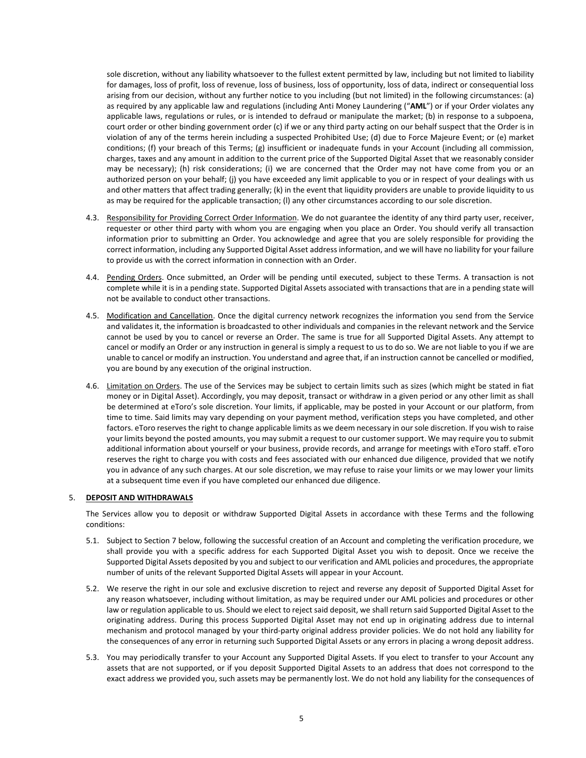sole discretion, without any liability whatsoever to the fullest extent permitted by law, including but not limited to liability for damages, loss of profit, loss of revenue, loss of business, loss of opportunity, loss of data, indirect or consequential loss arising from our decision, without any further notice to you including (but not limited) in the following circumstances: (a) as required by any applicable law and regulations (including Anti Money Laundering ("**AML**") or if your Order violates any applicable laws, regulations or rules, or is intended to defraud or manipulate the market; (b) in response to a subpoena, court order or other binding government order (c) if we or any third party acting on our behalf suspect that the Order is in violation of any of the terms herein including a suspected Prohibited Use; (d) due to Force Majeure Event; or (e) market conditions; (f) your breach of this Terms; (g) insufficient or inadequate funds in your Account (including all commission, charges, taxes and any amount in addition to the current price of the Supported Digital Asset that we reasonably consider may be necessary); (h) risk considerations; (i) we are concerned that the Order may not have come from you or an authorized person on your behalf; (j) you have exceeded any limit applicable to you or in respect of your dealings with us and other matters that affect trading generally; (k) in the event that liquidity providers are unable to provide liquidity to us as may be required for the applicable transaction; (l) any other circumstances according to our sole discretion.

4.3. Responsibility for Providing Correct Order Information. We do not guarantee the identity of any third party user, receiver, requester or other third party with whom you are engaging when you place an Order. You should verify all transaction information prior to submitting an Order. You acknowledge and agree that you are solely responsible for providing the correct information, including any Supported Digital Asset address information, and we will have no liability for your failure to provide us with the correct information in connection with an Order.

4.4. Pending Orders. Once submitted, an Order will be pending until executed, subject to these Terms. A transaction is not complete while it is in a pending state. Supported Digital Assets associated with transactions that are in a pending state will not be available to conduct other transactions.

4.5. Modification and Cancellation. Once the digital currency network recognizes the information you send from the Service and validates it, the information is broadcasted to other individuals and companies in the relevant network and the Service cannot be used by you to cancel or reverse an Order. The same is true for all Supported Digital Assets. Any attempt to cancel or modify an Order or any instruction in general is simply a request to us to do so. We are not liable to you if we are unable to cancel or modify an instruction. You understand and agree that, if an instruction cannot be cancelled or modified, you are bound by any execution of the original instruction.

4.6. Limitation on Orders. The use of the Services may be subject to certain limits such as sizes (which might be stated in fiat money or in Digital Asset). Accordingly, you may deposit, transact or withdraw in a given period or any other limit as shall be determined at eToro's sole discretion. Your limits, if applicable, may be posted in your Account or our platform, from time to time. Said limits may vary depending on your payment method, verification steps you have completed, and other factors. eToro reserves the right to change applicable limits as we deem necessary in our sole discretion. If you wish to raise your limits beyond the posted amounts, you may submit a request to our customer support. We may require you to submit additional information about yourself or your business, provide records, and arrange for meetings with eToro staff. eToro reserves the right to charge you with costs and fees associated with our enhanced due diligence, provided that we notify you in advance of any such charges. At our sole discretion, we may refuse to raise your limits or we may lower your limits at a subsequent time even if you have completed our enhanced due diligence.

## 5. DEPOSIT AND WITHDRAWALS

The Services allow you to deposit or withdraw Supported Digital Assets in accordance with these Terms and the following conditions:

5.1. Subject to Section 7 below, following the successful creation of an Account and completing the verification procedure, we shall provide you with a specific address for each Supported Digital Asset you wish to deposit. Once we receive the Supported Digital Assets deposited by you and subject to our verification and AML policies and procedures, the appropriate number of units of the relevant Supported Digital Assets will appear in your Account.

5.2. We reserve the right in our sole and exclusive discretion to reject and reverse any deposit of Supported Digital Asset for any reason whatsoever, including without limitation, as may be required under our AML policies and procedures or other law or regulation applicable to us. Should we elect to reject said deposit, we shall return said Supported Digital Asset to the originating address. During this process Supported Digital Asset may not end up in originating address due to internal mechanism and protocol managed by your third-party original address provider policies. We do not hold any liability for the consequences of any error in returning such Supported Digital Assets or any errors in placing a wrong deposit address.

5.3. You may periodically transfer to your Account any Supported Digital Assets. If you elect to transfer to your Account any assets that are not supported, or if you deposit Supported Digital Assets to an address that does not correspond to the exact address we provided you, such assets may be permanently lost. We do not hold any liability for the consequences of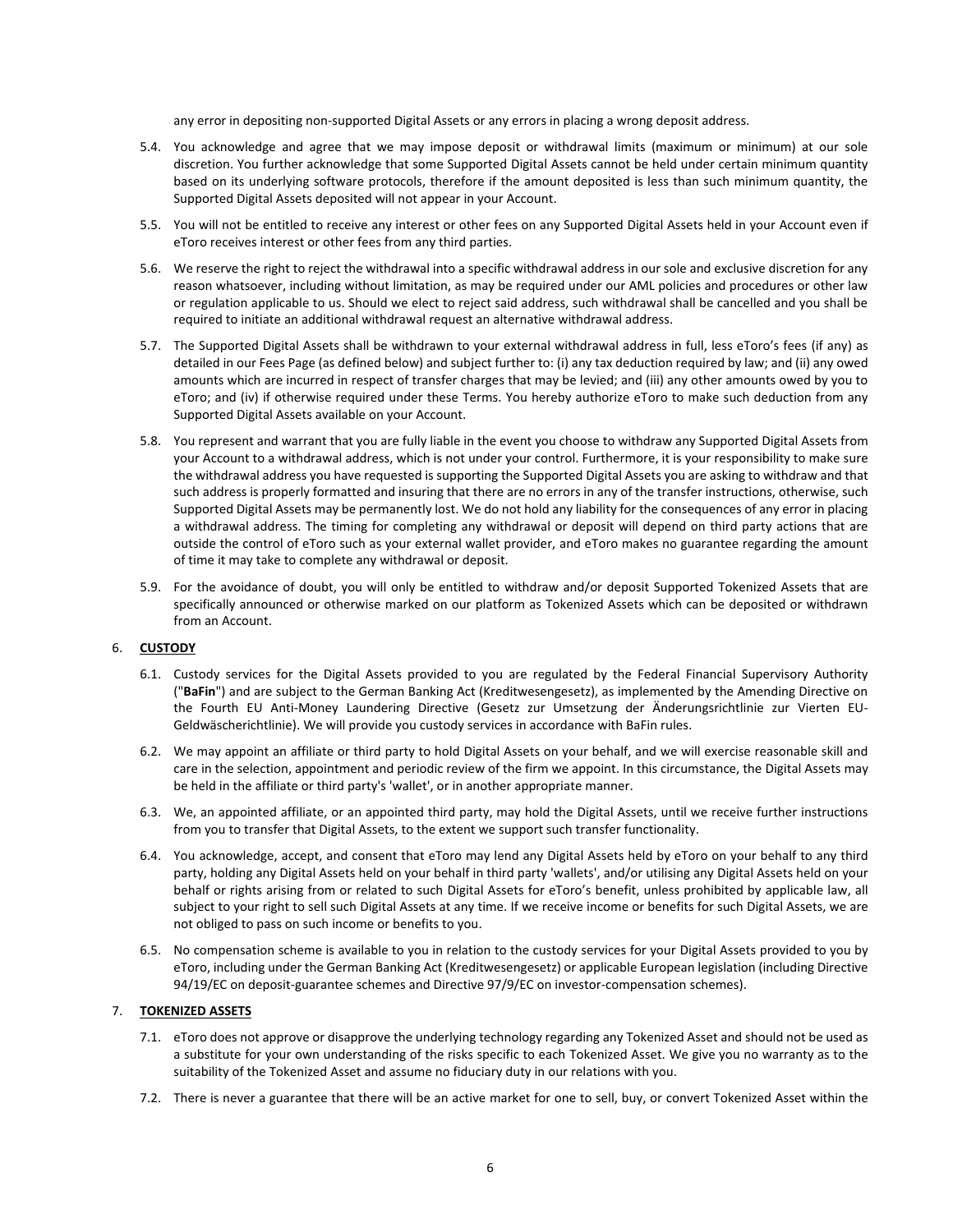any error in depositing non-supported Digital Assets or any errors in placing a wrong deposit address.

5.4. You acknowledge and agree that we may impose deposit or withdrawal limits (maximum or minimum) at our sole discretion. You further acknowledge that some Supported Digital Assets cannot be held under certain minimum quantity based on its underlying software protocols, therefore if the amount deposited is less than such minimum quantity, the Supported Digital Assets deposited will not appear in your Account.

5.5. You will not be entitled to receive any interest or other fees on any Supported Digital Assets held in your Account even if eToro receives interest or other fees from any third parties.

5.6. We reserve the right to reject the withdrawal into a specific withdrawal address in our sole and exclusive discretion for any reason whatsoever, including without limitation, as may be required under our AML policies and procedures or other law or regulation applicable to us. Should we elect to reject said address, such withdrawal shall be cancelled and you shall be required to initiate an additional withdrawal request an alternative withdrawal address.

5.7. The Supported Digital Assets shall be withdrawn to your external withdrawal address in full, less eToro's fees (if any) as detailed in our Fees Page (as defined below) and subject further to: (i) any tax deduction required by law; and (ii) any owed amounts which are incurred in respect of transfer charges that may be levied; and (iii) any other amounts owed by you to eToro; and (iv) if otherwise required under these Terms. You hereby authorize eToro to make such deduction from any Supported Digital Assets available on your Account.

5.8. You represent and warrant that you are fully liable in the event you choose to withdraw any Supported Digital Assets from your Account to a withdrawal address, which is not under your control. Furthermore, it is your responsibility to make sure the withdrawal address you have requested is supporting the Supported Digital Assets you are asking to withdraw and that such address is properly formatted and insuring that there are no errors in any of the transfer instructions, otherwise, such Supported Digital Assets may be permanently lost. We do not hold any liability for the consequences of any error in placing a withdrawal address. The timing for completing any withdrawal or deposit will depend on third party actions that are outside the control of eToro such as your external wallet provider, and eToro makes no guarantee regarding the amount of time it may take to complete any withdrawal or deposit.

5.9. For the avoidance of doubt, you will only be entitled to withdraw and/or deposit Supported Tokenized Assets that are specifically announced or otherwise marked on our platform as Tokenized Assets which can be deposited or withdrawn from an Account.

## 6. CUSTODY

6.1. Custody services for the Digital Assets provided to you are regulated by the Federal Financial Supervisory Authority ("**BaFin**") and are subject to the German Banking Act (Kreditwesengesetz), as implemented by the Amending Directive on the Fourth EU Anti-Money Laundering Directive (Gesetz zur Umsetzung der Änderungsrichtlinie zur Vierten EU-Geldwäscherichtlinie). We will provide you custody services in accordance with BaFin rules.

6.2. We may appoint an affiliate or third party to hold Digital Assets on your behalf, and we will exercise reasonable skill and care in the selection, appointment and periodic review of the firm we appoint. In this circumstance, the Digital Assets may be held in the affiliate or third party's 'wallet', or in another appropriate manner.

6.3. We, an appointed affiliate, or an appointed third party, may hold the Digital Assets, until we receive further instructions from you to transfer that Digital Assets, to the extent we support such transfer functionality.

6.4. You acknowledge, accept, and consent that eToro may lend any Digital Assets held by eToro on your behalf to any third party, holding any Digital Assets held on your behalf in third party 'wallets', and/or utilising any Digital Assets held on your behalf or rights arising from or related to such Digital Assets for eToro's benefit, unless prohibited by applicable law, all subject to your right to sell such Digital Assets at any time. If we receive income or benefits for such Digital Assets, we are not obliged to pass on such income or benefits to you.

6.5. No compensation scheme is available to you in relation to the custody services for your Digital Assets provided to you by eToro, including under the German Banking Act (Kreditwesengesetz) or applicable European legislation (including Directive 94/19/EC on deposit-guarantee schemes and Directive 97/9/EC on investor-compensation schemes).

## 7. TOKENIZED ASSETS

7.1. eToro does not approve or disapprove the underlying technology regarding any Tokenized Asset and should not be used as a substitute for your own understanding of the risks specific to each Tokenized Asset. We give you no warranty as to the suitability of the Tokenized Asset and assume no fiduciary duty in our relations with you.

7.2. There is never a guarantee that there will be an active market for one to sell, buy, or convert Tokenized Asset within the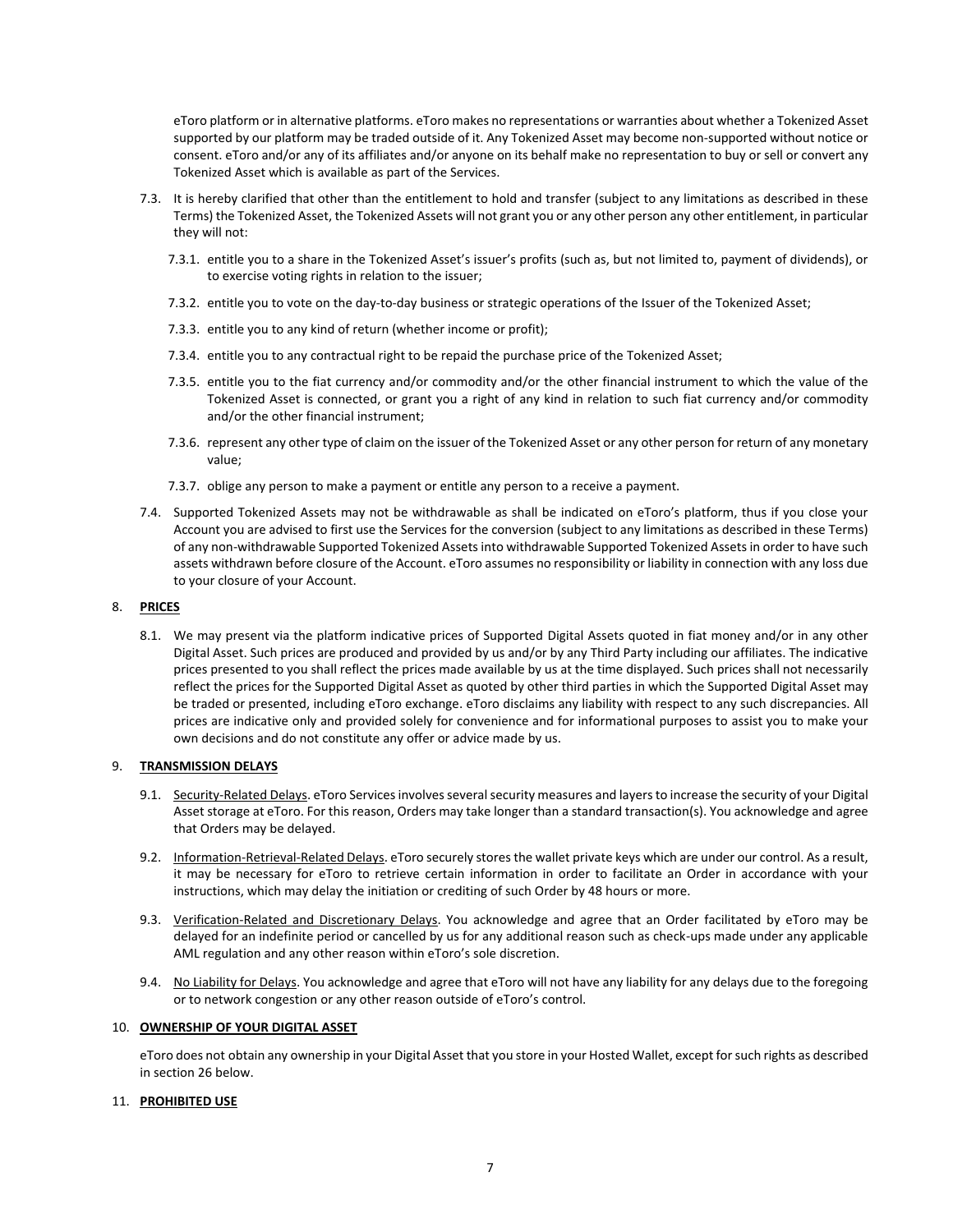eToro platform or in alternative platforms. eToro makes no representations or warranties about whether a Tokenized Asset supported by our platform may be traded outside of it. Any Tokenized Asset may become non-supported without notice or consent. eToro and/or any of its affiliates and/or anyone on its behalf make no representation to buy or sell or convert any Tokenized Asset which is available as part of the Services.

7.3. It is hereby clarified that other than the entitlement to hold and transfer (subject to any limitations as described in these Terms) the Tokenized Asset, the Tokenized Assets will not grant you or any other person any other entitlement, in particular they will not:

7.3.1. entitle you to a share in the Tokenized Asset's issuer's profits (such as, but not limited to, payment of dividends), or to exercise voting rights in relation to the issuer;

7.3.2. entitle you to vote on the day-to-day business or strategic operations of the Issuer of the Tokenized Asset;

7.3.3. entitle you to any kind of return (whether income or profit);

7.3.4. entitle you to any contractual right to be repaid the purchase price of the Tokenized Asset;

7.3.5. entitle you to the fiat currency and/or commodity and/or the other financial instrument to which the value of the Tokenized Asset is connected, or grant you a right of any kind in relation to such fiat currency and/or commodity and/or the other financial instrument;

7.3.6. represent any other type of claim on the issuer of the Tokenized Asset or any other person for return of any monetary value;

7.3.7. oblige any person to make a payment or entitle any person to a receive a payment.

7.4. Supported Tokenized Assets may not be withdrawable as shall be indicated on eToro's platform, thus if you close your Account you are advised to first use the Services for the conversion (subject to any limitations as described in these Terms) of any non-withdrawable Supported Tokenized Assets into withdrawable Supported Tokenized Assets in order to have such assets withdrawn before closure of the Account. eToro assumes no responsibility or liability in connection with any loss due to your closure of your Account.

## 8. PRICES

8.1. We may present via the platform indicative prices of Supported Digital Assets quoted in fiat money and/or in any other Digital Asset. Such prices are produced and provided by us and/or by any Third Party including our affiliates. The indicative prices presented to you shall reflect the prices made available by us at the time displayed. Such prices shall not necessarily reflect the prices for the Supported Digital Asset as quoted by other third parties in which the Supported Digital Asset may be traded or presented, including eToro exchange. eToro disclaims any liability with respect to any such discrepancies. All prices are indicative only and provided solely for convenience and for informational purposes to assist you to make your own decisions and do not constitute any offer or advice made by us.

## 9. TRANSMISSION DELAYS

9.1. Security-Related Delays. eToro Services involves several security measures and layers to increase the security of your Digital Asset storage at eToro. For this reason, Orders may take longer than a standard transaction(s). You acknowledge and agree that Orders may be delayed.

9.2. Information-Retrieval-Related Delays. eToro securely stores the wallet private keys which are under our control. As a result, it may be necessary for eToro to retrieve certain information in order to facilitate an Order in accordance with your instructions, which may delay the initiation or crediting of such Order by 48 hours or more.

9.3. Verification-Related and Discretionary Delays. You acknowledge and agree that an Order facilitated by eToro may be delayed for an indefinite period or cancelled by us for any additional reason such as check-ups made under any applicable AML regulation and any other reason within eToro's sole discretion.

9.4. No Liability for Delays. You acknowledge and agree that eToro will not have any liability for any delays due to the foregoing or to network congestion or any other reason outside of eToro's control.

## 10. OWNERSHIP OF YOUR DIGITAL ASSET

eToro does not obtain any ownership in your Digital Asset that you store in your Hosted Wallet, except for such rights as described in section 26 below.

## 11. PROHIBITED USE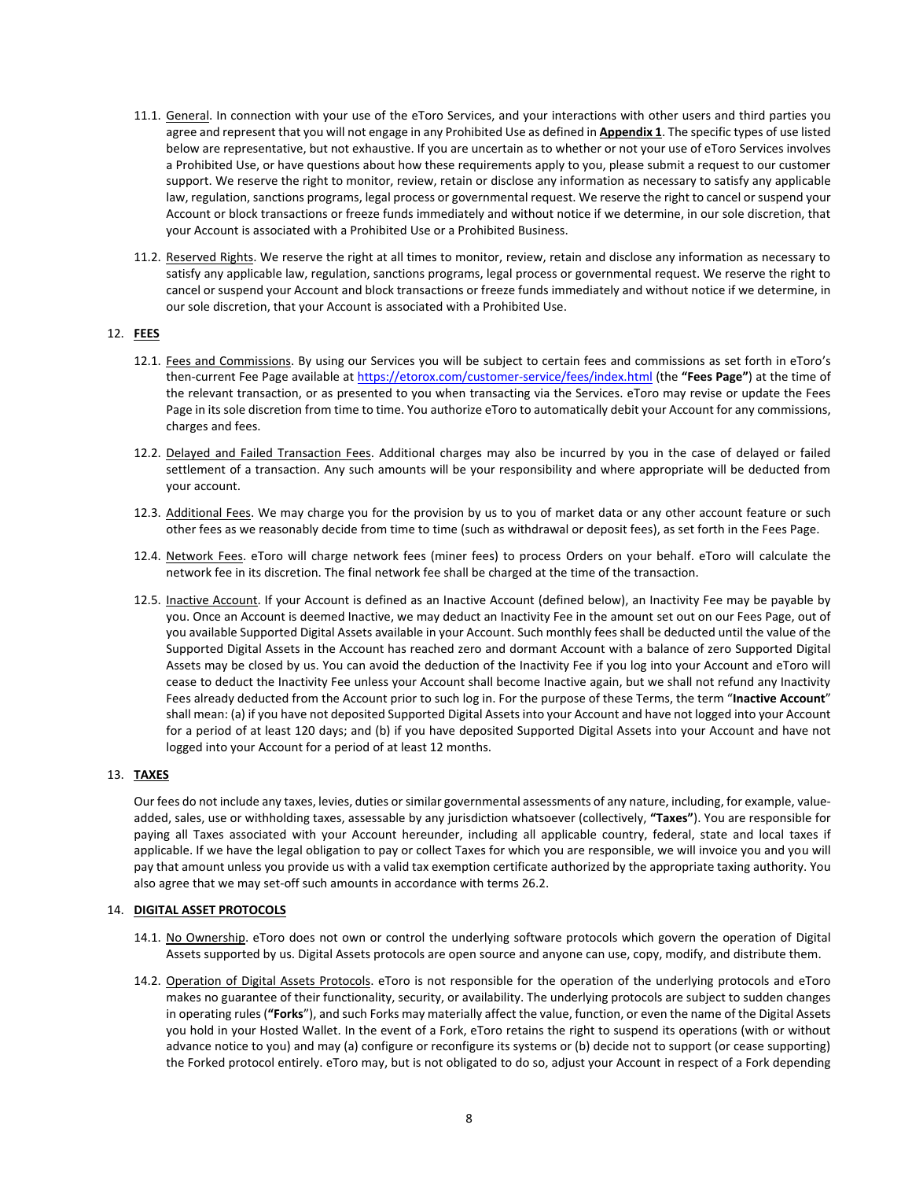11.1. <u>General</u>. In connection with your use of the eToro Services, and your interactions with other users and third parties you agree and represent that you will not engage in any Prohibited Use as defined in **<u>Appendix 1</u>**. The specific types of use listed below are representative, but not exhaustive. If you are uncertain as to whether or not your use of eToro Services involves a Prohibited Use, or have questions about how these requirements apply to you, please submit a request to our customer support. We reserve the right to monitor, review, retain or disclose any information as necessary to satisfy any applicable law, regulation, sanctions programs, legal process or governmental request. We reserve the right to cancel or suspend your Account or block transactions or freeze funds immediately and without notice if we determine, in our sole discretion, that your Account is associated with a Prohibited Use or a Prohibited Business.

11.2. <u>Reserved Rights</u>. We reserve the right at all times to monitor, review, retain and disclose any information as necessary to satisfy any applicable law, regulation, sanctions programs, legal process or governmental request. We reserve the right to cancel or suspend your Account and block transactions or freeze funds immediately and without notice if we determine, in our sole discretion, that your Account is associated with a Prohibited Use.

## 12. FEES

12.1. <u>Fees and Commissions</u>. By using our Services you will be subject to certain fees and commissions as set forth in eToro's then-current Fee Page available at [https://etorox.com/customer-service/fees/index.html](https://etorox.com/customer-service/fees/index.html) (the **"Fees Page"**) at the time of the relevant transaction, or as presented to you when transacting via the Services. eToro may revise or update the Fees Page in its sole discretion from time to time. You authorize eToro to automatically debit your Account for any commissions, charges and fees.

12.2. <u>Delayed and Failed Transaction Fees</u>. Additional charges may also be incurred by you in the case of delayed or failed settlement of a transaction. Any such amounts will be your responsibility and where appropriate will be deducted from your account.

12.3. <u>Additional Fees</u>. We may charge you for the provision by us to you of market data or any other account feature or such other fees as we reasonably decide from time to time (such as withdrawal or deposit fees), as set forth in the Fees Page.

12.4. <u>Network Fees</u>. eToro will charge network fees (miner fees) to process Orders on your behalf. eToro will calculate the network fee in its discretion. The final network fee shall be charged at the time of the transaction.

12.5. <u>Inactive Account</u>. If your Account is defined as an Inactive Account (defined below), an Inactivity Fee may be payable by you. Once an Account is deemed Inactive, we may deduct an Inactivity Fee in the amount set out on our Fees Page, out of you available Supported Digital Assets available in your Account. Such monthly fees shall be deducted until the value of the Supported Digital Assets in the Account has reached zero and dormant Account with a balance of zero Supported Digital Assets may be closed by us. You can avoid the deduction of the Inactivity Fee if you log into your Account and eToro will cease to deduct the Inactivity Fee unless your Account shall become Inactive again, but we shall not refund any Inactivity Fees already deducted from the Account prior to such log in. For the purpose of these Terms, the term "**Inactive Account**" shall mean: (a) if you have not deposited Supported Digital Assets into your Account and have not logged into your Account for a period of at least 120 days; and (b) if you have deposited Supported Digital Assets into your Account and have not logged into your Account for a period of at least 12 months.

## 13. TAXES

Our fees do not include any taxes, levies, duties or similar governmental assessments of any nature, including, for example, value-added, sales, use or withholding taxes, assessable by any jurisdiction whatsoever (collectively, **"Taxes"**). You are responsible for paying all Taxes associated with your Account hereunder, including all applicable country, federal, state and local taxes if applicable. If we have the legal obligation to pay or collect Taxes for which you are responsible, we will invoice you and you will pay that amount unless you provide us with a valid tax exemption certificate authorized by the appropriate taxing authority. You also agree that we may set-off such amounts in accordance with terms 26.2.

## 14. DIGITAL ASSET PROTOCOLS

14.1. <u>No Ownership</u>. eToro does not own or control the underlying software protocols which govern the operation of Digital Assets supported by us. Digital Assets protocols are open source and anyone can use, copy, modify, and distribute them.

14.2. <u>Operation of Digital Assets Protocols</u>. eToro is not responsible for the operation of the underlying protocols and eToro makes no guarantee of their functionality, security, or availability. The underlying protocols are subject to sudden changes in operating rules (**"Forks"**), and such Forks may materially affect the value, function, or even the name of the Digital Assets you hold in your Hosted Wallet. In the event of a Fork, eToro retains the right to suspend its operations (with or without advance notice to you) and may (a) configure or reconfigure its systems or (b) decide not to support (or cease supporting) the Forked protocol entirely. eToro may, but is not obligated to do so, adjust your Account in respect of a Fork depending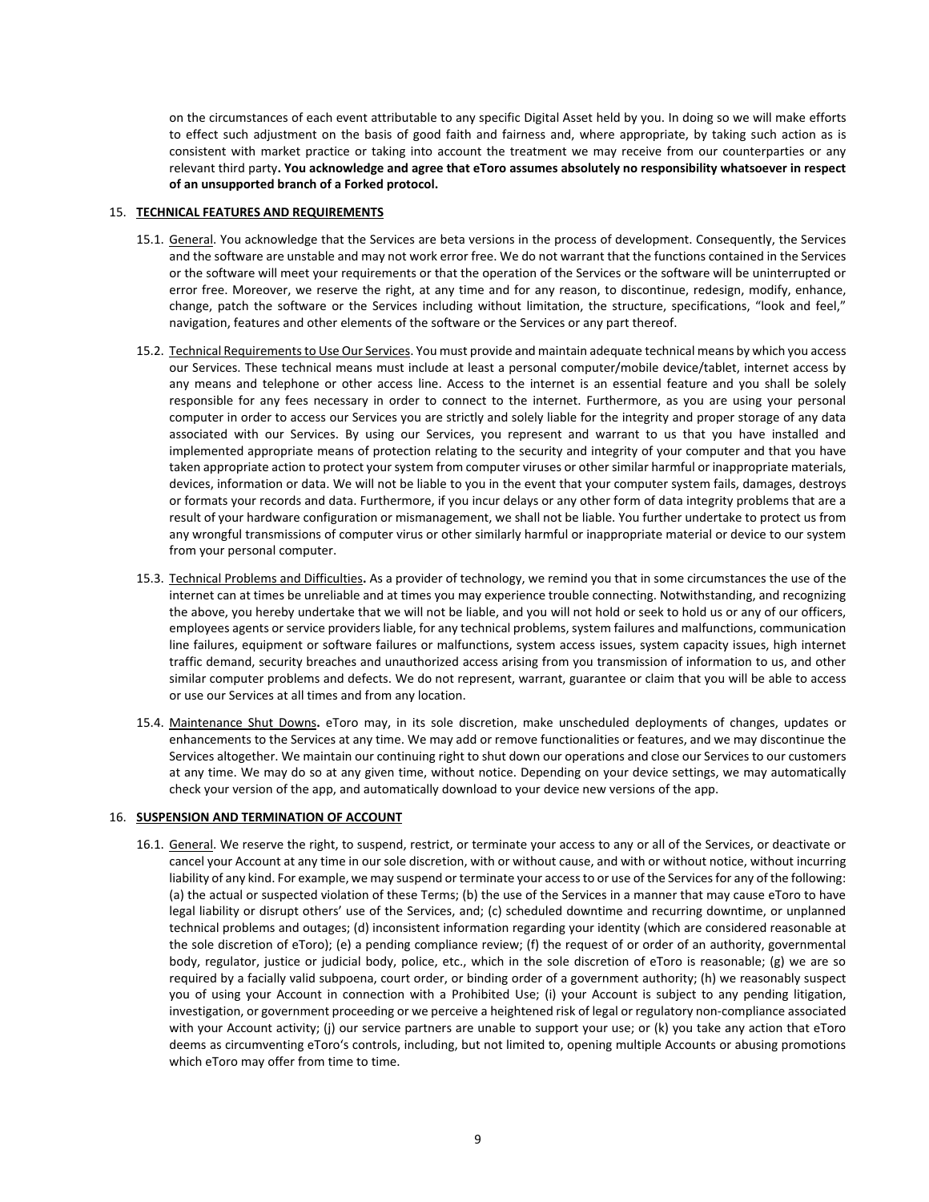on the circumstances of each event attributable to any specific Digital Asset held by you. In doing so we will make efforts to effect such adjustment on the basis of good faith and fairness and, where appropriate, by taking such action as is consistent with market practice or taking into account the treatment we may receive from our counterparties or any relevant third party**. You acknowledge and agree that eToro assumes absolutely no responsibility whatsoever in respect of an unsupported branch of a Forked protocol.**

15. **TECHNICAL FEATURES AND REQUIREMENTS**

15.1. General. You acknowledge that the Services are beta versions in the process of development. Consequently, the Services and the software are unstable and may not work error free. We do not warrant that the functions contained in the Services or the software will meet your requirements or that the operation of the Services or the software will be uninterrupted or error free. Moreover, we reserve the right, at any time and for any reason, to discontinue, redesign, modify, enhance, change, patch the software or the Services including without limitation, the structure, specifications, "look and feel," navigation, features and other elements of the software or the Services or any part thereof.

15.2. Technical Requirements to Use Our Services. You must provide and maintain adequate technical means by which you access our Services. These technical means must include at least a personal computer/mobile device/tablet, internet access by any means and telephone or other access line. Access to the internet is an essential feature and you shall be solely responsible for any fees necessary in order to connect to the internet. Furthermore, as you are using your personal computer in order to access our Services you are strictly and solely liable for the integrity and proper storage of any data associated with our Services. By using our Services, you represent and warrant to us that you have installed and implemented appropriate means of protection relating to the security and integrity of your computer and that you have taken appropriate action to protect your system from computer viruses or other similar harmful or inappropriate materials, devices, information or data. We will not be liable to you in the event that your computer system fails, damages, destroys or formats your records and data. Furthermore, if you incur delays or any other form of data integrity problems that are a result of your hardware configuration or mismanagement, we shall not be liable. You further undertake to protect us from any wrongful transmissions of computer virus or other similarly harmful or inappropriate material or device to our system from your personal computer.

15.3. Technical Problems and Difficulties**.** As a provider of technology, we remind you that in some circumstances the use of the internet can at times be unreliable and at times you may experience trouble connecting. Notwithstanding, and recognizing the above, you hereby undertake that we will not be liable, and you will not hold or seek to hold us or any of our officers, employees agents or service providers liable, for any technical problems, system failures and malfunctions, communication line failures, equipment or software failures or malfunctions, system access issues, system capacity issues, high internet traffic demand, security breaches and unauthorized access arising from you transmission of information to us, and other similar computer problems and defects. We do not represent, warrant, guarantee or claim that you will be able to access or use our Services at all times and from any location.

15.4. Maintenance Shut Downs**.** eToro may, in its sole discretion, make unscheduled deployments of changes, updates or enhancements to the Services at any time. We may add or remove functionalities or features, and we may discontinue the Services altogether. We maintain our continuing right to shut down our operations and close our Services to our customers at any time. We may do so at any given time, without notice. Depending on your device settings, we may automatically check your version of the app, and automatically download to your device new versions of the app.

16. **SUSPENSION AND TERMINATION OF ACCOUNT**

16.1. General. We reserve the right, to suspend, restrict, or terminate your access to any or all of the Services, or deactivate or cancel your Account at any time in our sole discretion, with or without cause, and with or without notice, without incurring liability of any kind. For example, we may suspend or terminate your access to or use of the Services for any of the following: (a) the actual or suspected violation of these Terms; (b) the use of the Services in a manner that may cause eToro to have legal liability or disrupt others' use of the Services, and; (c) scheduled downtime and recurring downtime, or unplanned technical problems and outages; (d) inconsistent information regarding your identity (which are considered reasonable at the sole discretion of eToro); (e) a pending compliance review; (f) the request of or order of an authority, governmental body, regulator, justice or judicial body, police, etc., which in the sole discretion of eToro is reasonable; (g) we are so required by a facially valid subpoena, court order, or binding order of a government authority; (h) we reasonably suspect you of using your Account in connection with a Prohibited Use; (i) your Account is subject to any pending litigation, investigation, or government proceeding or we perceive a heightened risk of legal or regulatory non-compliance associated with your Account activity; (j) our service partners are unable to support your use; or (k) you take any action that eToro deems as circumventing eToro's controls, including, but not limited to, opening multiple Accounts or abusing promotions which eToro may offer from time to time.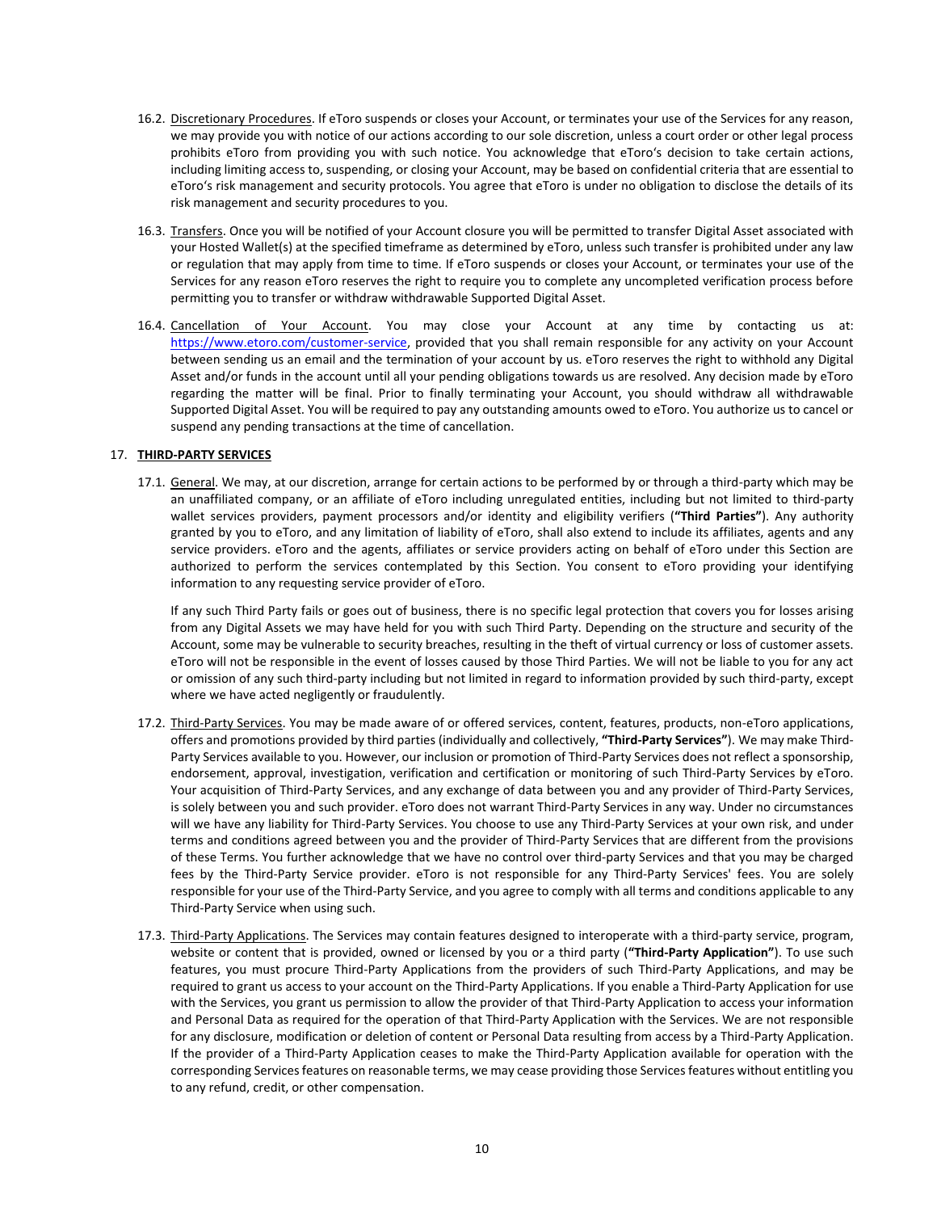16.2. Discretionary Procedures. If eToro suspends or closes your Account, or terminates your use of the Services for any reason, we may provide you with notice of our actions according to our sole discretion, unless a court order or other legal process prohibits eToro from providing you with such notice. You acknowledge that eToro's decision to take certain actions, including limiting access to, suspending, or closing your Account, may be based on confidential criteria that are essential to eToro's risk management and security protocols. You agree that eToro is under no obligation to disclose the details of its risk management and security procedures to you.

16.3. Transfers. Once you will be notified of your Account closure you will be permitted to transfer Digital Asset associated with your Hosted Wallet(s) at the specified timeframe as determined by eToro, unless such transfer is prohibited under any law or regulation that may apply from time to time. If eToro suspends or closes your Account, or terminates your use of the Services for any reason eToro reserves the right to require you to complete any uncompleted verification process before permitting you to transfer or withdraw withdrawable Supported Digital Asset.

16.4. Cancellation of Your Account. You may close your Account at any time by contacting us at: https://www.etoro.com/customer-service, provided that you shall remain responsible for any activity on your Account between sending us an email and the termination of your account by us. eToro reserves the right to withhold any Digital Asset and/or funds in the account until all your pending obligations towards us are resolved. Any decision made by eToro regarding the matter will be final. Prior to finally terminating your Account, you should withdraw all withdrawable Supported Digital Asset. You will be required to pay any outstanding amounts owed to eToro. You authorize us to cancel or suspend any pending transactions at the time of cancellation.

## 17. THIRD-PARTY SERVICES

17.1. General. We may, at our discretion, arrange for certain actions to be performed by or through a third-party which may be an unaffiliated company, or an affiliate of eToro including unregulated entities, including but not limited to third-party wallet services providers, payment processors and/or identity and eligibility verifiers (**"Third Parties"**). Any authority granted by you to eToro, and any limitation of liability of eToro, shall also extend to include its affiliates, agents and any service providers. eToro and the agents, affiliates or service providers acting on behalf of eToro under this Section are authorized to perform the services contemplated by this Section. You consent to eToro providing your identifying information to any requesting service provider of eToro.

If any such Third Party fails or goes out of business, there is no specific legal protection that covers you for losses arising from any Digital Assets we may have held for you with such Third Party. Depending on the structure and security of the Account, some may be vulnerable to security breaches, resulting in the theft of virtual currency or loss of customer assets. eToro will not be responsible in the event of losses caused by those Third Parties. We will not be liable to you for any act or omission of any such third-party including but not limited in regard to information provided by such third-party, except where we have acted negligently or fraudulently.

17.2. Third-Party Services. You may be made aware of or offered services, content, features, products, non-eToro applications, offers and promotions provided by third parties (individually and collectively, **"Third-Party Services"**). We may make Third-Party Services available to you. However, our inclusion or promotion of Third-Party Services does not reflect a sponsorship, endorsement, approval, investigation, verification and certification or monitoring of such Third-Party Services by eToro. Your acquisition of Third-Party Services, and any exchange of data between you and any provider of Third-Party Services, is solely between you and such provider. eToro does not warrant Third-Party Services in any way. Under no circumstances will we have any liability for Third-Party Services. You choose to use any Third-Party Services at your own risk, and under terms and conditions agreed between you and the provider of Third-Party Services that are different from the provisions of these Terms. You further acknowledge that we have no control over third-party Services and that you may be charged fees by the Third-Party Service provider. eToro is not responsible for any Third-Party Services' fees. You are solely responsible for your use of the Third-Party Service, and you agree to comply with all terms and conditions applicable to any Third-Party Service when using such.

17.3. Third-Party Applications. The Services may contain features designed to interoperate with a third-party service, program, website or content that is provided, owned or licensed by you or a third party (**"Third-Party Application"**). To use such features, you must procure Third-Party Applications from the providers of such Third-Party Applications, and may be required to grant us access to your account on the Third-Party Applications. If you enable a Third-Party Application for use with the Services, you grant us permission to allow the provider of that Third-Party Application to access your information and Personal Data as required for the operation of that Third-Party Application with the Services. We are not responsible for any disclosure, modification or deletion of content or Personal Data resulting from access by a Third-Party Application. If the provider of a Third-Party Application ceases to make the Third-Party Application available for operation with the corresponding Services features on reasonable terms, we may cease providing those Services features without entitling you to any refund, credit, or other compensation.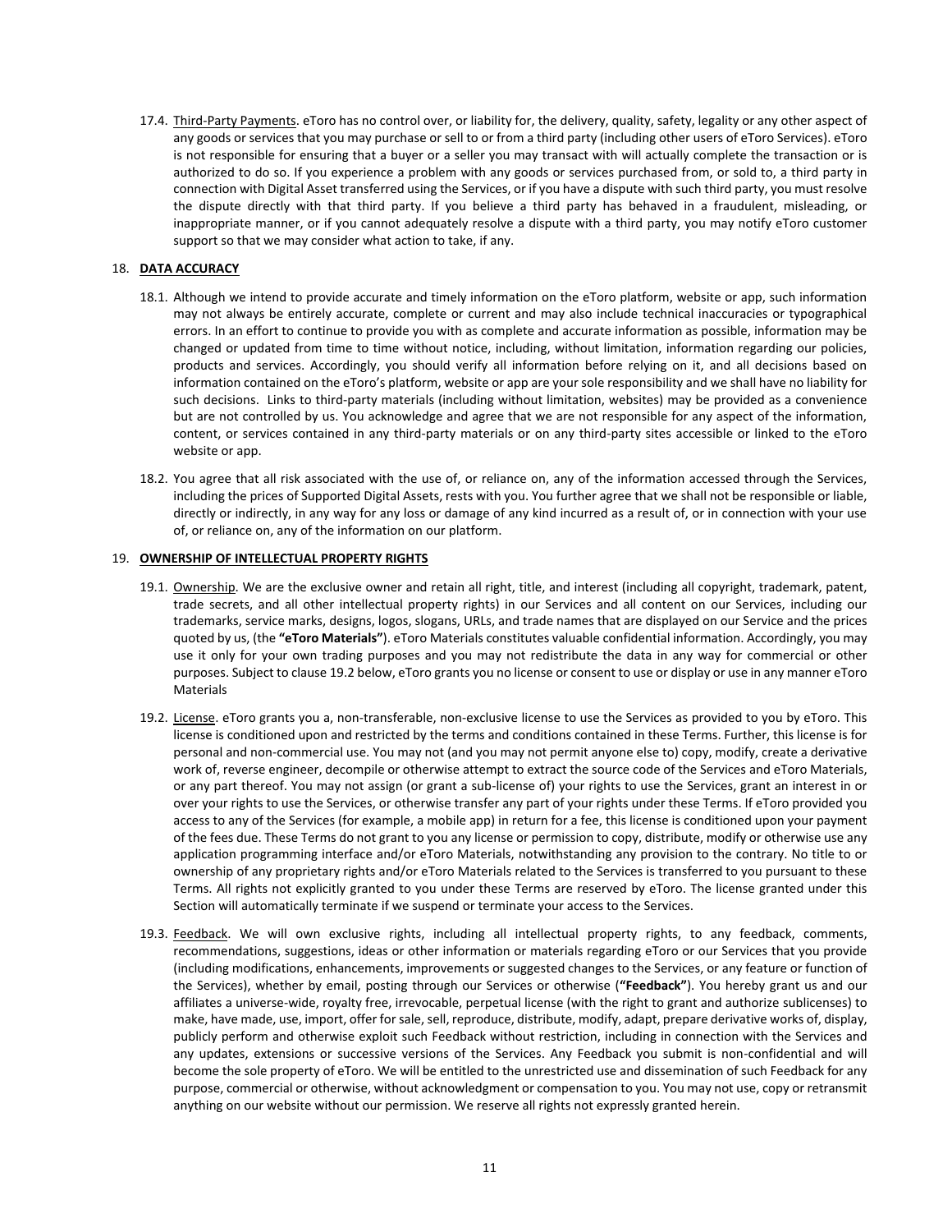17.4. Third-Party Payments. eToro has no control over, or liability for, the delivery, quality, safety, legality or any other aspect of any goods or services that you may purchase or sell to or from a third party (including other users of eToro Services). eToro is not responsible for ensuring that a buyer or a seller you may transact with will actually complete the transaction or is authorized to do so. If you experience a problem with any goods or services purchased from, or sold to, a third party in connection with Digital Asset transferred using the Services, or if you have a dispute with such third party, you must resolve the dispute directly with that third party. If you believe a third party has behaved in a fraudulent, misleading, or inappropriate manner, or if you cannot adequately resolve a dispute with a third party, you may notify eToro customer support so that we may consider what action to take, if any.

## 18. DATA ACCURACY

18.1. Although we intend to provide accurate and timely information on the eToro platform, website or app, such information may not always be entirely accurate, complete or current and may also include technical inaccuracies or typographical errors. In an effort to continue to provide you with as complete and accurate information as possible, information may be changed or updated from time to time without notice, including, without limitation, information regarding our policies, products and services. Accordingly, you should verify all information before relying on it, and all decisions based on information contained on the eToro's platform, website or app are your sole responsibility and we shall have no liability for such decisions. Links to third-party materials (including without limitation, websites) may be provided as a convenience but are not controlled by us. You acknowledge and agree that we are not responsible for any aspect of the information, content, or services contained in any third-party materials or on any third-party sites accessible or linked to the eToro website or app.

18.2. You agree that all risk associated with the use of, or reliance on, any of the information accessed through the Services, including the prices of Supported Digital Assets, rests with you. You further agree that we shall not be responsible or liable, directly or indirectly, in any way for any loss or damage of any kind incurred as a result of, or in connection with your use of, or reliance on, any of the information on our platform.

## 19. OWNERSHIP OF INTELLECTUAL PROPERTY RIGHTS

19.1. Ownership. We are the exclusive owner and retain all right, title, and interest (including all copyright, trademark, patent, trade secrets, and all other intellectual property rights) in our Services and all content on our Services, including our trademarks, service marks, designs, logos, slogans, URLs, and trade names that are displayed on our Service and the prices quoted by us, (the **"eToro Materials"**). eToro Materials constitutes valuable confidential information. Accordingly, you may use it only for your own trading purposes and you may not redistribute the data in any way for commercial or other purposes. Subject to clause 19.2 below, eToro grants you no license or consent to use or display or use in any manner eToro Materials

19.2. License. eToro grants you a, non-transferable, non-exclusive license to use the Services as provided to you by eToro. This license is conditioned upon and restricted by the terms and conditions contained in these Terms. Further, this license is for personal and non-commercial use. You may not (and you may not permit anyone else to) copy, modify, create a derivative work of, reverse engineer, decompile or otherwise attempt to extract the source code of the Services and eToro Materials, or any part thereof. You may not assign (or grant a sub-license of) your rights to use the Services, grant an interest in or over your rights to use the Services, or otherwise transfer any part of your rights under these Terms. If eToro provided you access to any of the Services (for example, a mobile app) in return for a fee, this license is conditioned upon your payment of the fees due. These Terms do not grant to you any license or permission to copy, distribute, modify or otherwise use any application programming interface and/or eToro Materials, notwithstanding any provision to the contrary. No title to or ownership of any proprietary rights and/or eToro Materials related to the Services is transferred to you pursuant to these Terms. All rights not explicitly granted to you under these Terms are reserved by eToro. The license granted under this Section will automatically terminate if we suspend or terminate your access to the Services.

19.3. Feedback. We will own exclusive rights, including all intellectual property rights, to any feedback, comments, recommendations, suggestions, ideas or other information or materials regarding eToro or our Services that you provide (including modifications, enhancements, improvements or suggested changes to the Services, or any feature or function of the Services), whether by email, posting through our Services or otherwise (**"Feedback"**). You hereby grant us and our affiliates a universe-wide, royalty free, irrevocable, perpetual license (with the right to grant and authorize sublicenses) to make, have made, use, import, offer for sale, sell, reproduce, distribute, modify, adapt, prepare derivative works of, display, publicly perform and otherwise exploit such Feedback without restriction, including in connection with the Services and any updates, extensions or successive versions of the Services. Any Feedback you submit is non-confidential and will become the sole property of eToro. We will be entitled to the unrestricted use and dissemination of such Feedback for any purpose, commercial or otherwise, without acknowledgment or compensation to you. You may not use, copy or retransmit anything on our website without our permission. We reserve all rights not expressly granted herein.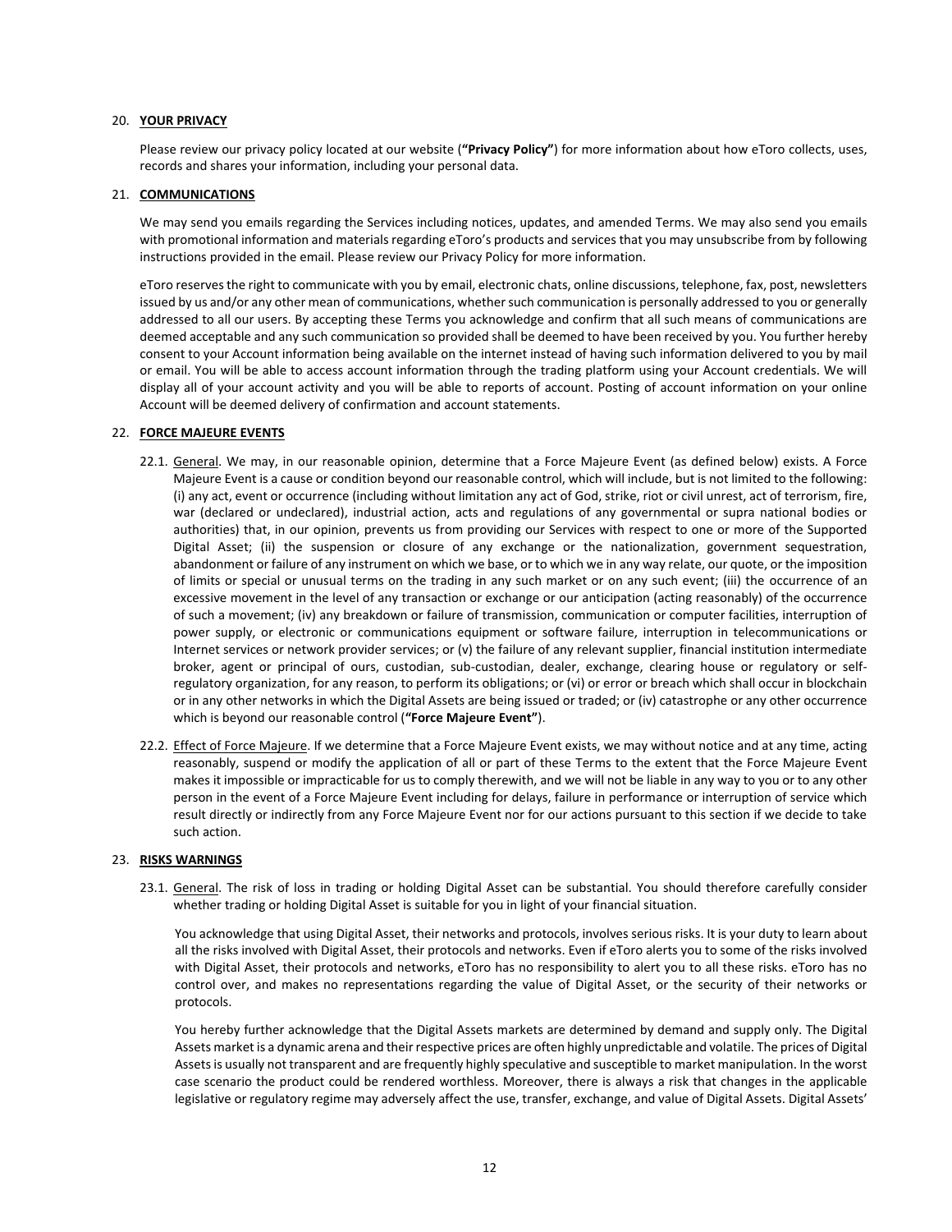20. **YOUR PRIVACY**

Please review our privacy policy located at our website (**"Privacy Policy"**) for more information about how eToro collects, uses, records and shares your information, including your personal data.

21. **COMMUNICATIONS**

We may send you emails regarding the Services including notices, updates, and amended Terms. We may also send you emails with promotional information and materials regarding eToro's products and services that you may unsubscribe from by following instructions provided in the email. Please review our Privacy Policy for more information.

eToro reserves the right to communicate with you by email, electronic chats, online discussions, telephone, fax, post, newsletters issued by us and/or any other mean of communications, whether such communication is personally addressed to you or generally addressed to all our users. By accepting these Terms you acknowledge and confirm that all such means of communications are deemed acceptable and any such communication so provided shall be deemed to have been received by you. You further hereby consent to your Account information being available on the internet instead of having such information delivered to you by mail or email. You will be able to access account information through the trading platform using your Account credentials. We will display all of your account activity and you will be able to reports of account. Posting of account information on your online Account will be deemed delivery of confirmation and account statements.

22. **FORCE MAJEURE EVENTS**

22.1. General. We may, in our reasonable opinion, determine that a Force Majeure Event (as defined below) exists. A Force Majeure Event is a cause or condition beyond our reasonable control, which will include, but is not limited to the following: (i) any act, event or occurrence (including without limitation any act of God, strike, riot or civil unrest, act of terrorism, fire, war (declared or undeclared), industrial action, acts and regulations of any governmental or supra national bodies or authorities) that, in our opinion, prevents us from providing our Services with respect to one or more of the Supported Digital Asset; (ii) the suspension or closure of any exchange or the nationalization, government sequestration, abandonment or failure of any instrument on which we base, or to which we in any way relate, our quote, or the imposition of limits or special or unusual terms on the trading in any such market or on any such event; (iii) the occurrence of an excessive movement in the level of any transaction or exchange or our anticipation (acting reasonably) of the occurrence of such a movement; (iv) any breakdown or failure of transmission, communication or computer facilities, interruption of power supply, or electronic or communications equipment or software failure, interruption in telecommunications or Internet services or network provider services; or (v) the failure of any relevant supplier, financial institution intermediate broker, agent or principal of ours, custodian, sub-custodian, dealer, exchange, clearing house or regulatory or self-regulatory organization, for any reason, to perform its obligations; or (vi) or error or breach which shall occur in blockchain or in any other networks in which the Digital Assets are being issued or traded; or (iv) catastrophe or any other occurrence which is beyond our reasonable control (**"Force Majeure Event"**).

22.2. Effect of Force Majeure. If we determine that a Force Majeure Event exists, we may without notice and at any time, acting reasonably, suspend or modify the application of all or part of these Terms to the extent that the Force Majeure Event makes it impossible or impracticable for us to comply therewith, and we will not be liable in any way to you or to any other person in the event of a Force Majeure Event including for delays, failure in performance or interruption of service which result directly or indirectly from any Force Majeure Event nor for our actions pursuant to this section if we decide to take such action.

23. **RISKS WARNINGS**

23.1. General. The risk of loss in trading or holding Digital Asset can be substantial. You should therefore carefully consider whether trading or holding Digital Asset is suitable for you in light of your financial situation.

You acknowledge that using Digital Asset, their networks and protocols, involves serious risks. It is your duty to learn about all the risks involved with Digital Asset, their protocols and networks. Even if eToro alerts you to some of the risks involved with Digital Asset, their protocols and networks, eToro has no responsibility to alert you to all these risks. eToro has no control over, and makes no representations regarding the value of Digital Asset, or the security of their networks or protocols.

You hereby further acknowledge that the Digital Assets markets are determined by demand and supply only. The Digital Assets market is a dynamic arena and their respective prices are often highly unpredictable and volatile. The prices of Digital Assets is usually not transparent and are frequently highly speculative and susceptible to market manipulation. In the worst case scenario the product could be rendered worthless. Moreover, there is always a risk that changes in the applicable legislative or regulatory regime may adversely affect the use, transfer, exchange, and value of Digital Assets. Digital Assets'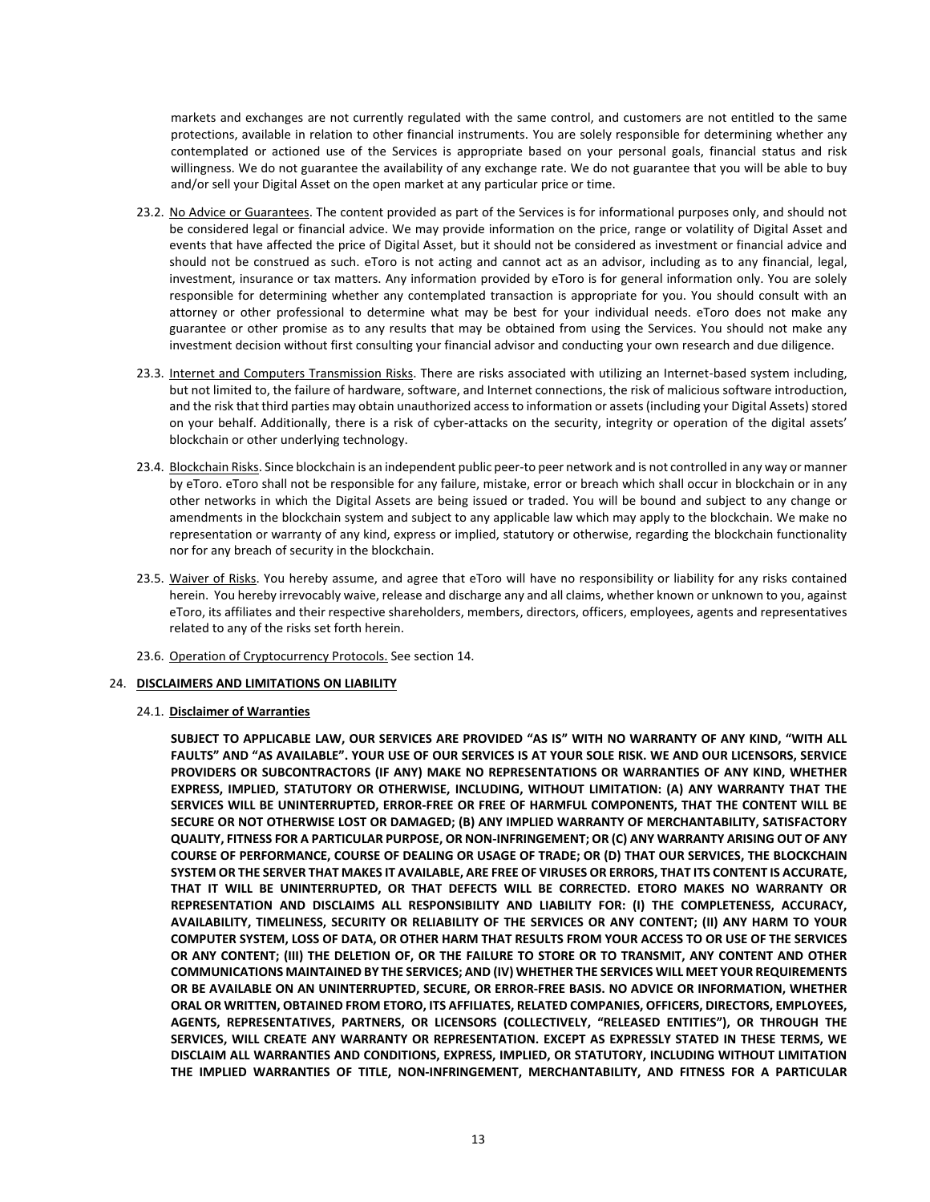markets and exchanges are not currently regulated with the same control, and customers are not entitled to the same protections, available in relation to other financial instruments. You are solely responsible for determining whether any contemplated or actioned use of the Services is appropriate based on your personal goals, financial status and risk willingness. We do not guarantee the availability of any exchange rate. We do not guarantee that you will be able to buy and/or sell your Digital Asset on the open market at any particular price or time.

23.2. No Advice or Guarantees. The content provided as part of the Services is for informational purposes only, and should not be considered legal or financial advice. We may provide information on the price, range or volatility of Digital Asset and events that have affected the price of Digital Asset, but it should not be considered as investment or financial advice and should not be construed as such. eToro is not acting and cannot act as an advisor, including as to any financial, legal, investment, insurance or tax matters. Any information provided by eToro is for general information only. You are solely responsible for determining whether any contemplated transaction is appropriate for you. You should consult with an attorney or other professional to determine what may be best for your individual needs. eToro does not make any guarantee or other promise as to any results that may be obtained from using the Services. You should not make any investment decision without first consulting your financial advisor and conducting your own research and due diligence.

23.3. Internet and Computers Transmission Risks. There are risks associated with utilizing an Internet-based system including, but not limited to, the failure of hardware, software, and Internet connections, the risk of malicious software introduction, and the risk that third parties may obtain unauthorized access to information or assets (including your Digital Assets) stored on your behalf. Additionally, there is a risk of cyber-attacks on the security, integrity or operation of the digital assets' blockchain or other underlying technology.

23.4. Blockchain Risks. Since blockchain is an independent public peer-to peer network and is not controlled in any way or manner by eToro. eToro shall not be responsible for any failure, mistake, error or breach which shall occur in blockchain or in any other networks in which the Digital Assets are being issued or traded. You will be bound and subject to any change or amendments in the blockchain system and subject to any applicable law which may apply to the blockchain. We make no representation or warranty of any kind, express or implied, statutory or otherwise, regarding the blockchain functionality nor for any breach of security in the blockchain.

23.5. Waiver of Risks. You hereby assume, and agree that eToro will have no responsibility or liability for any risks contained herein. You hereby irrevocably waive, release and discharge any and all claims, whether known or unknown to you, against eToro, its affiliates and their respective shareholders, members, directors, officers, employees, agents and representatives related to any of the risks set forth herein.

23.6. Operation of Cryptocurrency Protocols. See section 14.

## 24. DISCLAIMERS AND LIMITATIONS ON LIABILITY

### 24.1. Disclaimer of Warranties

**SUBJECT TO APPLICABLE LAW, OUR SERVICES ARE PROVIDED "AS IS" WITH NO WARRANTY OF ANY KIND, "WITH ALL FAULTS" AND "AS AVAILABLE". YOUR USE OF OUR SERVICES IS AT YOUR SOLE RISK. WE AND OUR LICENSORS, SERVICE PROVIDERS OR SUBCONTRACTORS (IF ANY) MAKE NO REPRESENTATIONS OR WARRANTIES OF ANY KIND, WHETHER EXPRESS, IMPLIED, STATUTORY OR OTHERWISE, INCLUDING, WITHOUT LIMITATION: (A) ANY WARRANTY THAT THE SERVICES WILL BE UNINTERRUPTED, ERROR-FREE OR FREE OF HARMFUL COMPONENTS, THAT THE CONTENT WILL BE SECURE OR NOT OTHERWISE LOST OR DAMAGED; (B) ANY IMPLIED WARRANTY OF MERCHANTABILITY, SATISFACTORY QUALITY, FITNESS FOR A PARTICULAR PURPOSE, OR NON-INFRINGEMENT; OR (C) ANY WARRANTY ARISING OUT OF ANY COURSE OF PERFORMANCE, COURSE OF DEALING OR USAGE OF TRADE; OR (D) THAT OUR SERVICES, THE BLOCKCHAIN SYSTEM OR THE SERVER THAT MAKES IT AVAILABLE, ARE FREE OF VIRUSES OR ERRORS, THAT ITS CONTENT IS ACCURATE, THAT IT WILL BE UNINTERRUPTED, OR THAT DEFECTS WILL BE CORRECTED. ETORO MAKES NO WARRANTY OR REPRESENTATION AND DISCLAIMS ALL RESPONSIBILITY AND LIABILITY FOR: (I) THE COMPLETENESS, ACCURACY, AVAILABILITY, TIMELINESS, SECURITY OR RELIABILITY OF THE SERVICES OR ANY CONTENT; (II) ANY HARM TO YOUR COMPUTER SYSTEM, LOSS OF DATA, OR OTHER HARM THAT RESULTS FROM YOUR ACCESS TO OR USE OF THE SERVICES OR ANY CONTENT; (III) THE DELETION OF, OR THE FAILURE TO STORE OR TO TRANSMIT, ANY CONTENT AND OTHER COMMUNICATIONS MAINTAINED BY THE SERVICES; AND (IV) WHETHER THE SERVICES WILL MEET YOUR REQUIREMENTS OR BE AVAILABLE ON AN UNINTERRUPTED, SECURE, OR ERROR-FREE BASIS. NO ADVICE OR INFORMATION, WHETHER ORAL OR WRITTEN, OBTAINED FROM ETORO, ITS AFFILIATES, RELATED COMPANIES, OFFICERS, DIRECTORS, EMPLOYEES, AGENTS, REPRESENTATIVES, PARTNERS, OR LICENSORS (COLLECTIVELY, "RELEASED ENTITIES"), OR THROUGH THE SERVICES, WILL CREATE ANY WARRANTY OR REPRESENTATION. EXCEPT AS EXPRESSLY STATED IN THESE TERMS, WE DISCLAIM ALL WARRANTIES AND CONDITIONS, EXPRESS, IMPLIED, OR STATUTORY, INCLUDING WITHOUT LIMITATION THE IMPLIED WARRANTIES OF TITLE, NON-INFRINGEMENT, MERCHANTABILITY, AND FITNESS FOR A PARTICULAR**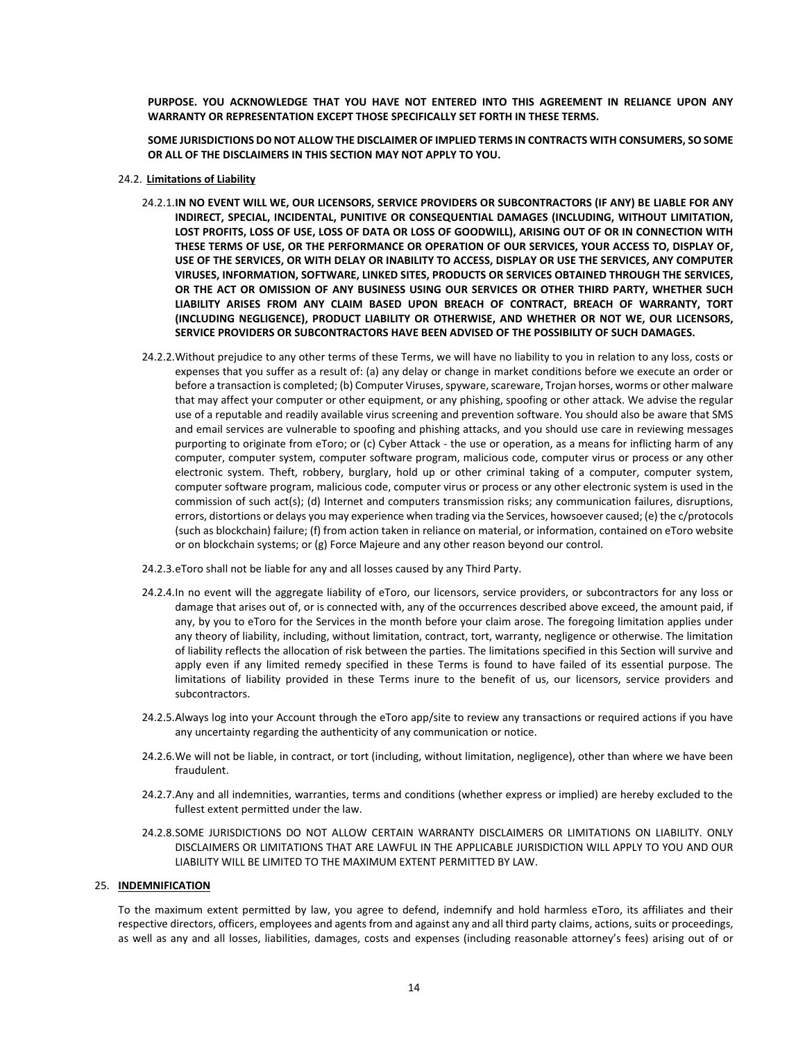**PURPOSE. YOU ACKNOWLEDGE THAT YOU HAVE NOT ENTERED INTO THIS AGREEMENT IN RELIANCE UPON ANY WARRANTY OR REPRESENTATION EXCEPT THOSE SPECIFICALLY SET FORTH IN THESE TERMS.**

**SOME JURISDICTIONS DO NOT ALLOW THE DISCLAIMER OF IMPLIED TERMS IN CONTRACTS WITH CONSUMERS, SO SOME OR ALL OF THE DISCLAIMERS IN THIS SECTION MAY NOT APPLY TO YOU.**

24.2. **Limitations of Liability**

24.2.1. **IN NO EVENT WILL WE, OUR LICENSORS, SERVICE PROVIDERS OR SUBCONTRACTORS (IF ANY) BE LIABLE FOR ANY INDIRECT, SPECIAL, INCIDENTAL, PUNITIVE OR CONSEQUENTIAL DAMAGES (INCLUDING, WITHOUT LIMITATION, LOST PROFITS, LOSS OF USE, LOSS OF DATA OR LOSS OF GOODWILL), ARISING OUT OF OR IN CONNECTION WITH THESE TERMS OF USE, OR THE PERFORMANCE OR OPERATION OF OUR SERVICES, YOUR ACCESS TO, DISPLAY OF, USE OF THE SERVICES, OR WITH DELAY OR INABILITY TO ACCESS, DISPLAY OR USE THE SERVICES, ANY COMPUTER VIRUSES, INFORMATION, SOFTWARE, LINKED SITES, PRODUCTS OR SERVICES OBTAINED THROUGH THE SERVICES, OR THE ACT OR OMISSION OF ANY BUSINESS USING OUR SERVICES OR OTHER THIRD PARTY, WHETHER SUCH LIABILITY ARISES FROM ANY CLAIM BASED UPON BREACH OF CONTRACT, BREACH OF WARRANTY, TORT (INCLUDING NEGLIGENCE), PRODUCT LIABILITY OR OTHERWISE, AND WHETHER OR NOT WE, OUR LICENSORS, SERVICE PROVIDERS OR SUBCONTRACTORS HAVE BEEN ADVISED OF THE POSSIBILITY OF SUCH DAMAGES.**

24.2.2. Without prejudice to any other terms of these Terms, we will have no liability to you in relation to any loss, costs or expenses that you suffer as a result of: (a) any delay or change in market conditions before we execute an order or before a transaction is completed; (b) Computer Viruses, spyware, scareware, Trojan horses, worms or other malware that may affect your computer or other equipment, or any phishing, spoofing or other attack. We advise the regular use of a reputable and readily available virus screening and prevention software. You should also be aware that SMS and email services are vulnerable to spoofing and phishing attacks, and you should use care in reviewing messages purporting to originate from eToro; or (c) Cyber Attack - the use or operation, as a means for inflicting harm of any computer, computer system, computer software program, malicious code, computer virus or process or any other electronic system. Theft, robbery, burglary, hold up or other criminal taking of a computer, computer system, computer software program, malicious code, computer virus or process or any other electronic system is used in the commission of such act(s); (d) Internet and computers transmission risks; any communication failures, disruptions, errors, distortions or delays you may experience when trading via the Services, howsoever caused; (e) the c/protocols (such as blockchain) failure; (f) from action taken in reliance on material, or information, contained on eToro website or on blockchain systems; or (g) Force Majeure and any other reason beyond our control.

24.2.3. eToro shall not be liable for any and all losses caused by any Third Party.

24.2.4. In no event will the aggregate liability of eToro, our licensors, service providers, or subcontractors for any loss or damage that arises out of, or is connected with, any of the occurrences described above exceed, the amount paid, if any, by you to eToro for the Services in the month before your claim arose. The foregoing limitation applies under any theory of liability, including, without limitation, contract, tort, warranty, negligence or otherwise. The limitation of liability reflects the allocation of risk between the parties. The limitations specified in this Section will survive and apply even if any limited remedy specified in these Terms is found to have failed of its essential purpose. The limitations of liability provided in these Terms inure to the benefit of us, our licensors, service providers and subcontractors.

24.2.5. Always log into your Account through the eToro app/site to review any transactions or required actions if you have any uncertainty regarding the authenticity of any communication or notice.

24.2.6. We will not be liable, in contract, or tort (including, without limitation, negligence), other than where we have been fraudulent.

24.2.7. Any and all indemnities, warranties, terms and conditions (whether express or implied) are hereby excluded to the fullest extent permitted under the law.

24.2.8. SOME JURISDICTIONS DO NOT ALLOW CERTAIN WARRANTY DISCLAIMERS OR LIMITATIONS ON LIABILITY. ONLY DISCLAIMERS OR LIMITATIONS THAT ARE LAWFUL IN THE APPLICABLE JURISDICTION WILL APPLY TO YOU AND OUR LIABILITY WILL BE LIMITED TO THE MAXIMUM EXTENT PERMITTED BY LAW.

## 25. **INDEMNIFICATION**

To the maximum extent permitted by law, you agree to defend, indemnify and hold harmless eToro, its affiliates and their respective directors, officers, employees and agents from and against any and all third party claims, actions, suits or proceedings, as well as any and all losses, liabilities, damages, costs and expenses (including reasonable attorney's fees) arising out of or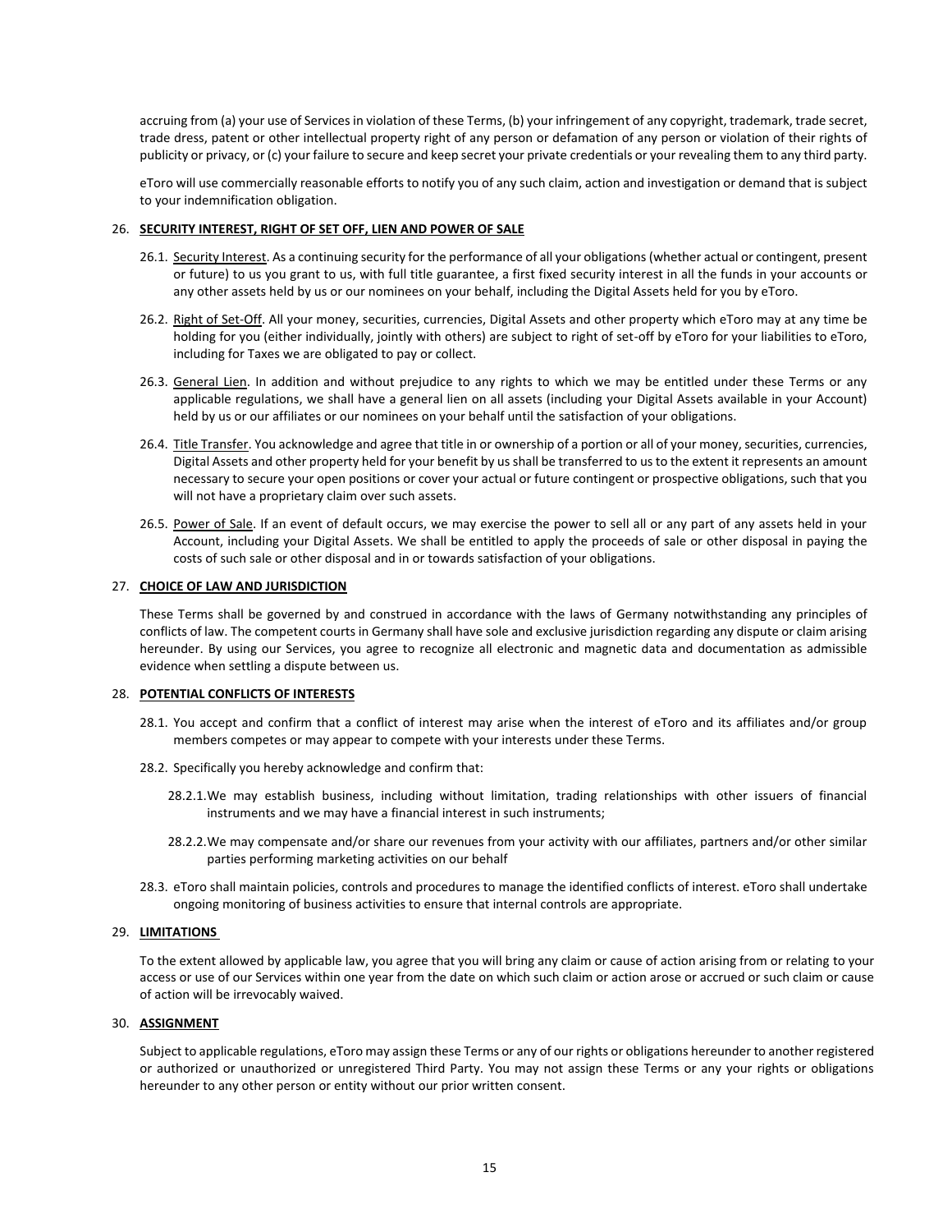accruing from (a) your use of Services in violation of these Terms, (b) your infringement of any copyright, trademark, trade secret, trade dress, patent or other intellectual property right of any person or defamation of any person or violation of their rights of publicity or privacy, or (c) your failure to secure and keep secret your private credentials or your revealing them to any third party.

eToro will use commercially reasonable efforts to notify you of any such claim, action and investigation or demand that is subject to your indemnification obligation.

## 26. **SECURITY INTEREST, RIGHT OF SET OFF, LIEN AND POWER OF SALE**

26.1. Security Interest. As a continuing security for the performance of all your obligations (whether actual or contingent, present or future) to us you grant to us, with full title guarantee, a first fixed security interest in all the funds in your accounts or any other assets held by us or our nominees on your behalf, including the Digital Assets held for you by eToro.

26.2. Right of Set-Off. All your money, securities, currencies, Digital Assets and other property which eToro may at any time be holding for you (either individually, jointly with others) are subject to right of set-off by eToro for your liabilities to eToro, including for Taxes we are obligated to pay or collect.

26.3. General Lien. In addition and without prejudice to any rights to which we may be entitled under these Terms or any applicable regulations, we shall have a general lien on all assets (including your Digital Assets available in your Account) held by us or our affiliates or our nominees on your behalf until the satisfaction of your obligations.

26.4. Title Transfer. You acknowledge and agree that title in or ownership of a portion or all of your money, securities, currencies, Digital Assets and other property held for your benefit by us shall be transferred to us to the extent it represents an amount necessary to secure your open positions or cover your actual or future contingent or prospective obligations, such that you will not have a proprietary claim over such assets.

26.5. Power of Sale. If an event of default occurs, we may exercise the power to sell all or any part of any assets held in your Account, including your Digital Assets. We shall be entitled to apply the proceeds of sale or other disposal in paying the costs of such sale or other disposal and in or towards satisfaction of your obligations.

## 27. **CHOICE OF LAW AND JURISDICTION**

These Terms shall be governed by and construed in accordance with the laws of Germany notwithstanding any principles of conflicts of law. The competent courts in Germany shall have sole and exclusive jurisdiction regarding any dispute or claim arising hereunder. By using our Services, you agree to recognize all electronic and magnetic data and documentation as admissible evidence when settling a dispute between us.

## 28. **POTENTIAL CONFLICTS OF INTERESTS**

28.1. You accept and confirm that a conflict of interest may arise when the interest of eToro and its affiliates and/or group members competes or may appear to compete with your interests under these Terms.

28.2. Specifically you hereby acknowledge and confirm that:

28.2.1. We may establish business, including without limitation, trading relationships with other issuers of financial instruments and we may have a financial interest in such instruments;

28.2.2. We may compensate and/or share our revenues from your activity with our affiliates, partners and/or other similar parties performing marketing activities on our behalf

28.3. eToro shall maintain policies, controls and procedures to manage the identified conflicts of interest. eToro shall undertake ongoing monitoring of business activities to ensure that internal controls are appropriate.

## 29. **LIMITATIONS**

To the extent allowed by applicable law, you agree that you will bring any claim or cause of action arising from or relating to your access or use of our Services within one year from the date on which such claim or action arose or accrued or such claim or cause of action will be irrevocably waived.

## 30. **ASSIGNMENT**

Subject to applicable regulations, eToro may assign these Terms or any of our rights or obligations hereunder to another registered or authorized or unauthorized or unregistered Third Party. You may not assign these Terms or any your rights or obligations hereunder to any other person or entity without our prior written consent.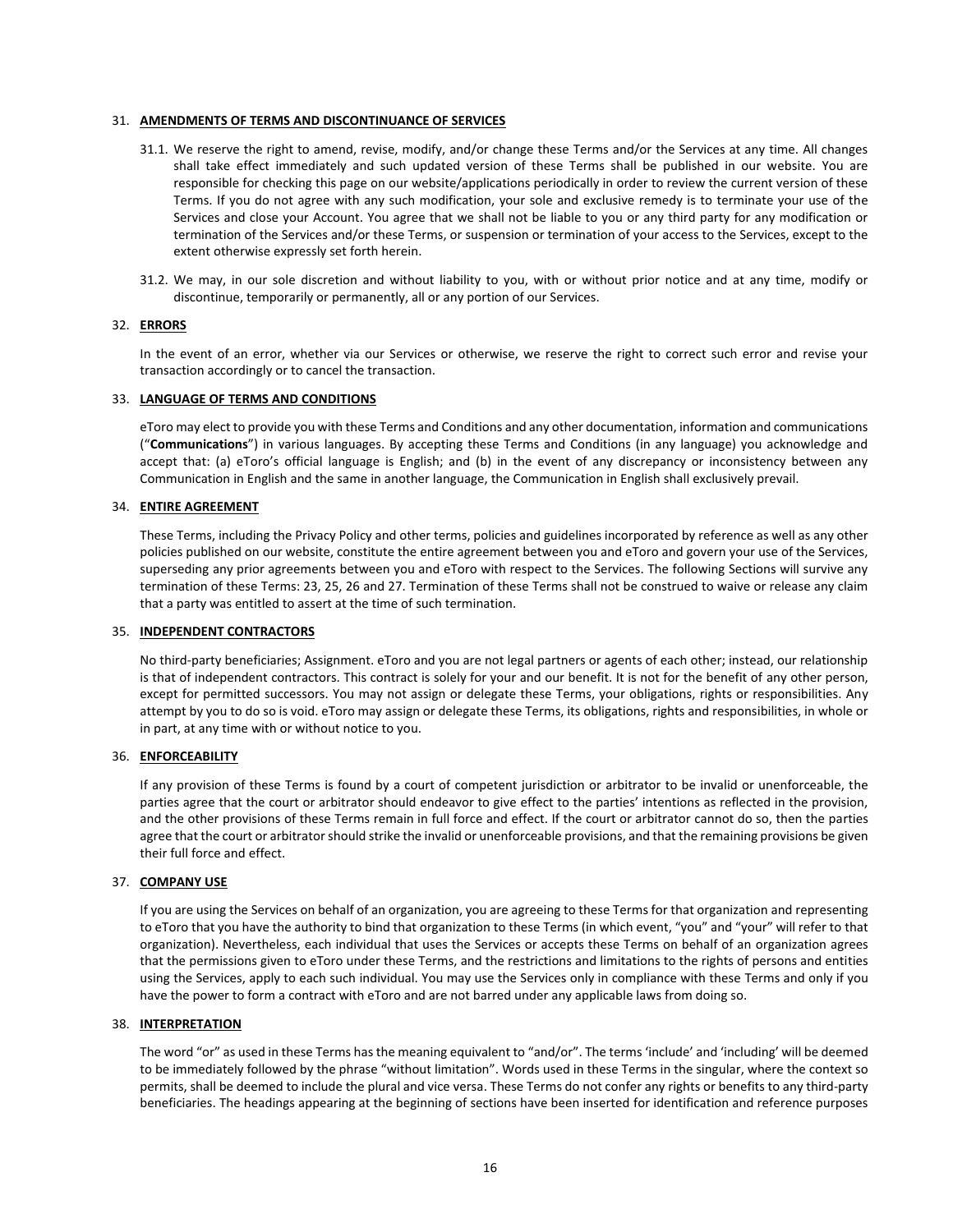31. **AMENDMENTS OF TERMS AND DISCONTINUANCE OF SERVICES**

31.1. We reserve the right to amend, revise, modify, and/or change these Terms and/or the Services at any time. All changes shall take effect immediately and such updated version of these Terms shall be published in our website. You are responsible for checking this page on our website/applications periodically in order to review the current version of these Terms. If you do not agree with any such modification, your sole and exclusive remedy is to terminate your use of the Services and close your Account. You agree that we shall not be liable to you or any third party for any modification or termination of the Services and/or these Terms, or suspension or termination of your access to the Services, except to the extent otherwise expressly set forth herein.

31.2. We may, in our sole discretion and without liability to you, with or without prior notice and at any time, modify or discontinue, temporarily or permanently, all or any portion of our Services.

32. **ERRORS**

In the event of an error, whether via our Services or otherwise, we reserve the right to correct such error and revise your transaction accordingly or to cancel the transaction.

33. **LANGUAGE OF TERMS AND CONDITIONS**

eToro may elect to provide you with these Terms and Conditions and any other documentation, information and communications ("**Communications**") in various languages. By accepting these Terms and Conditions (in any language) you acknowledge and accept that: (a) eToro's official language is English; and (b) in the event of any discrepancy or inconsistency between any Communication in English and the same in another language, the Communication in English shall exclusively prevail.

34. **ENTIRE AGREEMENT**

These Terms, including the Privacy Policy and other terms, policies and guidelines incorporated by reference as well as any other policies published on our website, constitute the entire agreement between you and eToro and govern your use of the Services, superseding any prior agreements between you and eToro with respect to the Services. The following Sections will survive any termination of these Terms: 23, 25, 26 and 27. Termination of these Terms shall not be construed to waive or release any claim that a party was entitled to assert at the time of such termination.

35. **INDEPENDENT CONTRACTORS**

No third-party beneficiaries; Assignment. eToro and you are not legal partners or agents of each other; instead, our relationship is that of independent contractors. This contract is solely for your and our benefit. It is not for the benefit of any other person, except for permitted successors. You may not assign or delegate these Terms, your obligations, rights or responsibilities. Any attempt by you to do so is void. eToro may assign or delegate these Terms, its obligations, rights and responsibilities, in whole or in part, at any time with or without notice to you.

36. **ENFORCEABILITY**

If any provision of these Terms is found by a court of competent jurisdiction or arbitrator to be invalid or unenforceable, the parties agree that the court or arbitrator should endeavor to give effect to the parties' intentions as reflected in the provision, and the other provisions of these Terms remain in full force and effect. If the court or arbitrator cannot do so, then the parties agree that the court or arbitrator should strike the invalid or unenforceable provisions, and that the remaining provisions be given their full force and effect.

37. **COMPANY USE**

If you are using the Services on behalf of an organization, you are agreeing to these Terms for that organization and representing to eToro that you have the authority to bind that organization to these Terms (in which event, "you" and "your" will refer to that organization). Nevertheless, each individual that uses the Services or accepts these Terms on behalf of an organization agrees that the permissions given to eToro under these Terms, and the restrictions and limitations to the rights of persons and entities using the Services, apply to each such individual. You may use the Services only in compliance with these Terms and only if you have the power to form a contract with eToro and are not barred under any applicable laws from doing so.

38. **INTERPRETATION**

The word "or" as used in these Terms has the meaning equivalent to "and/or". The terms 'include' and 'including' will be deemed to be immediately followed by the phrase "without limitation". Words used in these Terms in the singular, where the context so permits, shall be deemed to include the plural and vice versa. These Terms do not confer any rights or benefits to any third-party beneficiaries. The headings appearing at the beginning of sections have been inserted for identification and reference purposes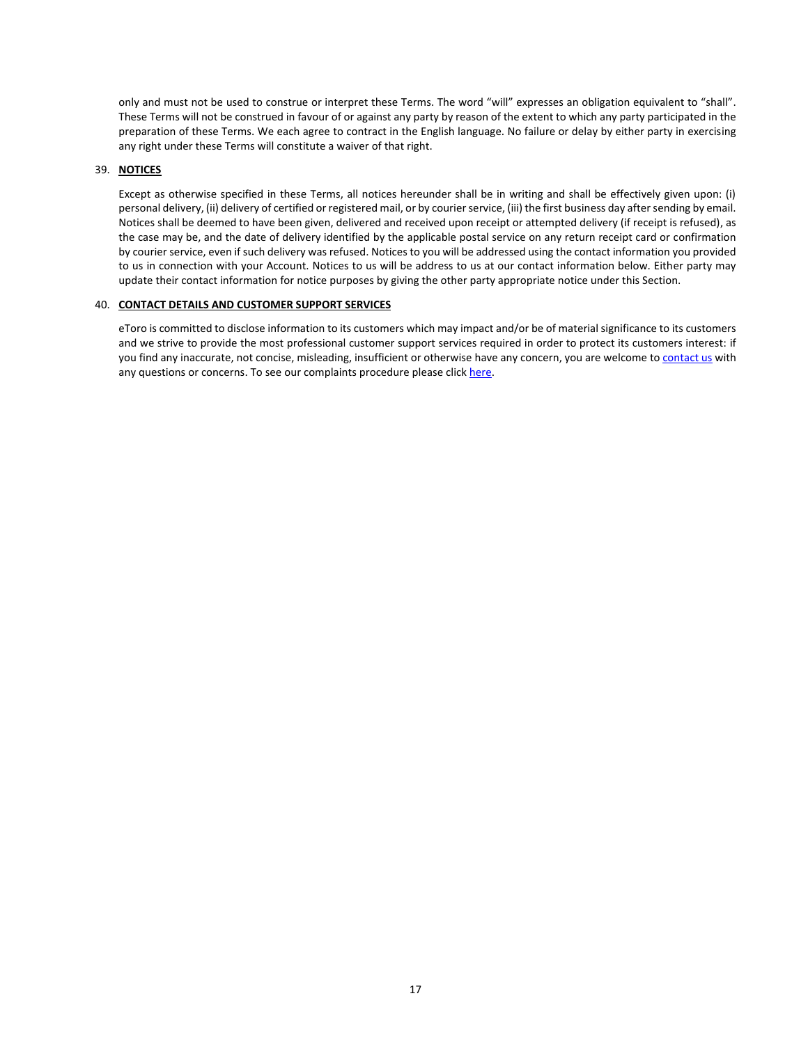only and must not be used to construe or interpret these Terms. The word "will" expresses an obligation equivalent to "shall". These Terms will not be construed in favour of or against any party by reason of the extent to which any party participated in the preparation of these Terms. We each agree to contract in the English language. No failure or delay by either party in exercising any right under these Terms will constitute a waiver of that right.

39. **NOTICES**

Except as otherwise specified in these Terms, all notices hereunder shall be in writing and shall be effectively given upon: (i) personal delivery, (ii) delivery of certified or registered mail, or by courier service, (iii) the first business day after sending by email. Notices shall be deemed to have been given, delivered and received upon receipt or attempted delivery (if receipt is refused), as the case may be, and the date of delivery identified by the applicable postal service on any return receipt card or confirmation by courier service, even if such delivery was refused. Notices to you will be addressed using the contact information you provided to us in connection with your Account. Notices to us will be address to us at our contact information below. Either party may update their contact information for notice purposes by giving the other party appropriate notice under this Section.

40. **CONTACT DETAILS AND CUSTOMER SUPPORT SERVICES**

eToro is committed to disclose information to its customers which may impact and/or be of material significance to its customers and we strive to provide the most professional customer support services required in order to protect its customers interest: if you find any inaccurate, not concise, misleading, insufficient or otherwise have any concern, you are welcome to contact us with any questions or concerns. To see our complaints procedure please click here.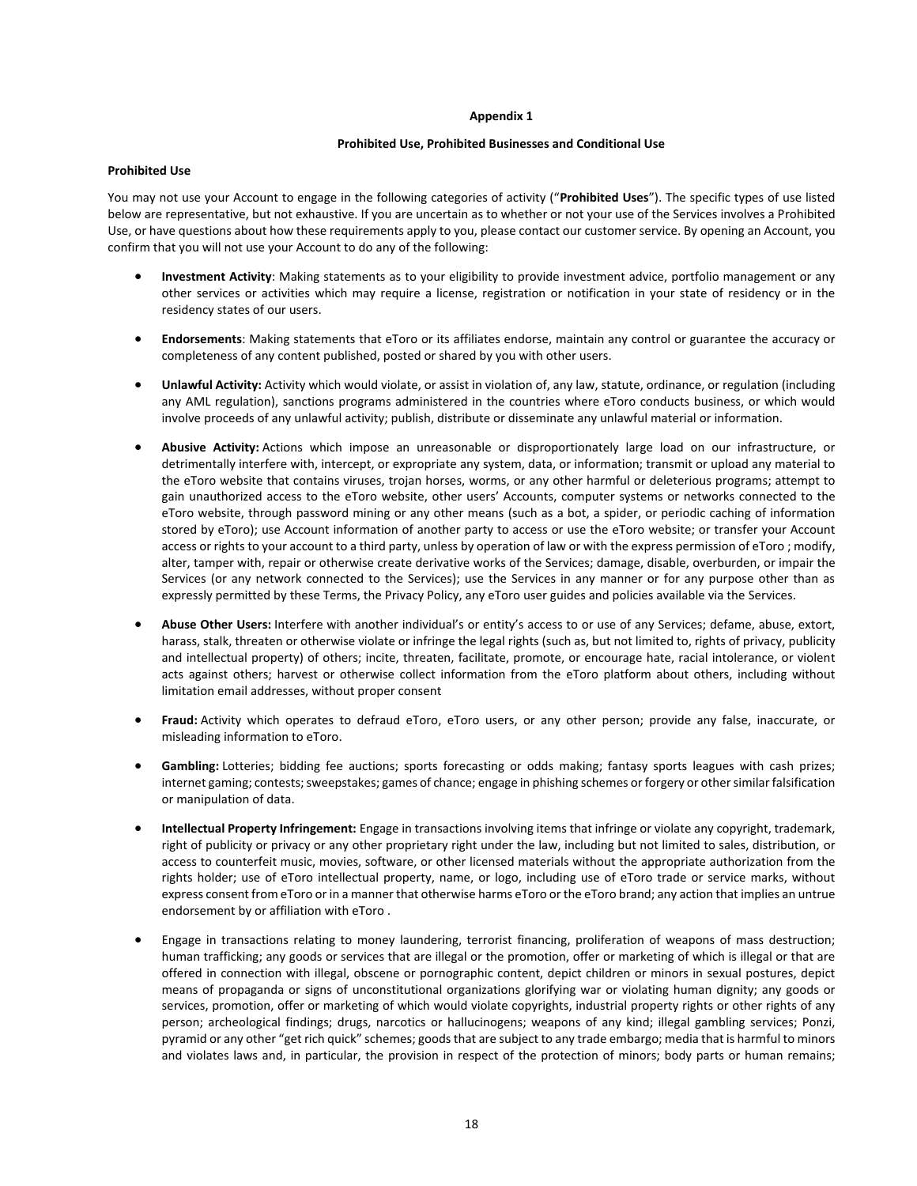**Appendix 1**

**Prohibited Use, Prohibited Businesses and Conditional Use**

**Prohibited Use**

You may not use your Account to engage in the following categories of activity ("**Prohibited Uses**"). The specific types of use listed below are representative, but not exhaustive. If you are uncertain as to whether or not your use of the Services involves a Prohibited Use, or have questions about how these requirements apply to you, please contact our customer service. By opening an Account, you confirm that you will not use your Account to do any of the following:

- **Investment Activity**: Making statements as to your eligibility to provide investment advice, portfolio management or any other services or activities which may require a license, registration or notification in your state of residency or in the residency states of our users.
- **Endorsements**: Making statements that eToro or its affiliates endorse, maintain any control or guarantee the accuracy or completeness of any content published, posted or shared by you with other users.
- **Unlawful Activity:** Activity which would violate, or assist in violation of, any law, statute, ordinance, or regulation (including any AML regulation), sanctions programs administered in the countries where eToro conducts business, or which would involve proceeds of any unlawful activity; publish, distribute or disseminate any unlawful material or information.
- **Abusive Activity:** Actions which impose an unreasonable or disproportionately large load on our infrastructure, or detrimentally interfere with, intercept, or expropriate any system, data, or information; transmit or upload any material to the eToro website that contains viruses, trojan horses, worms, or any other harmful or deleterious programs; attempt to gain unauthorized access to the eToro website, other users' Accounts, computer systems or networks connected to the eToro website, through password mining or any other means (such as a bot, a spider, or periodic caching of information stored by eToro); use Account information of another party to access or use the eToro website; or transfer your Account access or rights to your account to a third party, unless by operation of law or with the express permission of eToro ; modify, alter, tamper with, repair or otherwise create derivative works of the Services; damage, disable, overburden, or impair the Services (or any network connected to the Services); use the Services in any manner or for any purpose other than as expressly permitted by these Terms, the Privacy Policy, any eToro user guides and policies available via the Services.
- **Abuse Other Users:** Interfere with another individual's or entity's access to or use of any Services; defame, abuse, extort, harass, stalk, threaten or otherwise violate or infringe the legal rights (such as, but not limited to, rights of privacy, publicity and intellectual property) of others; incite, threaten, facilitate, promote, or encourage hate, racial intolerance, or violent acts against others; harvest or otherwise collect information from the eToro platform about others, including without limitation email addresses, without proper consent
- **Fraud:** Activity which operates to defraud eToro, eToro users, or any other person; provide any false, inaccurate, or misleading information to eToro.
- **Gambling:** Lotteries; bidding fee auctions; sports forecasting or odds making; fantasy sports leagues with cash prizes; internet gaming; contests; sweepstakes; games of chance; engage in phishing schemes or forgery or other similar falsification or manipulation of data.
- **Intellectual Property Infringement:** Engage in transactions involving items that infringe or violate any copyright, trademark, right of publicity or privacy or any other proprietary right under the law, including but not limited to sales, distribution, or access to counterfeit music, movies, software, or other licensed materials without the appropriate authorization from the rights holder; use of eToro intellectual property, name, or logo, including use of eToro trade or service marks, without express consent from eToro or in a manner that otherwise harms eToro or the eToro brand; any action that implies an untrue endorsement by or affiliation with eToro .
- Engage in transactions relating to money laundering, terrorist financing, proliferation of weapons of mass destruction; human trafficking; any goods or services that are illegal or the promotion, offer or marketing of which is illegal or that are offered in connection with illegal, obscene or pornographic content, depict children or minors in sexual postures, depict means of propaganda or signs of unconstitutional organizations glorifying war or violating human dignity; any goods or services, promotion, offer or marketing of which would violate copyrights, industrial property rights or other rights of any person; archeological findings; drugs, narcotics or hallucinogens; weapons of any kind; illegal gambling services; Ponzi, pyramid or any other "get rich quick" schemes; goods that are subject to any trade embargo; media that is harmful to minors and violates laws and, in particular, the provision in respect of the protection of minors; body parts or human remains;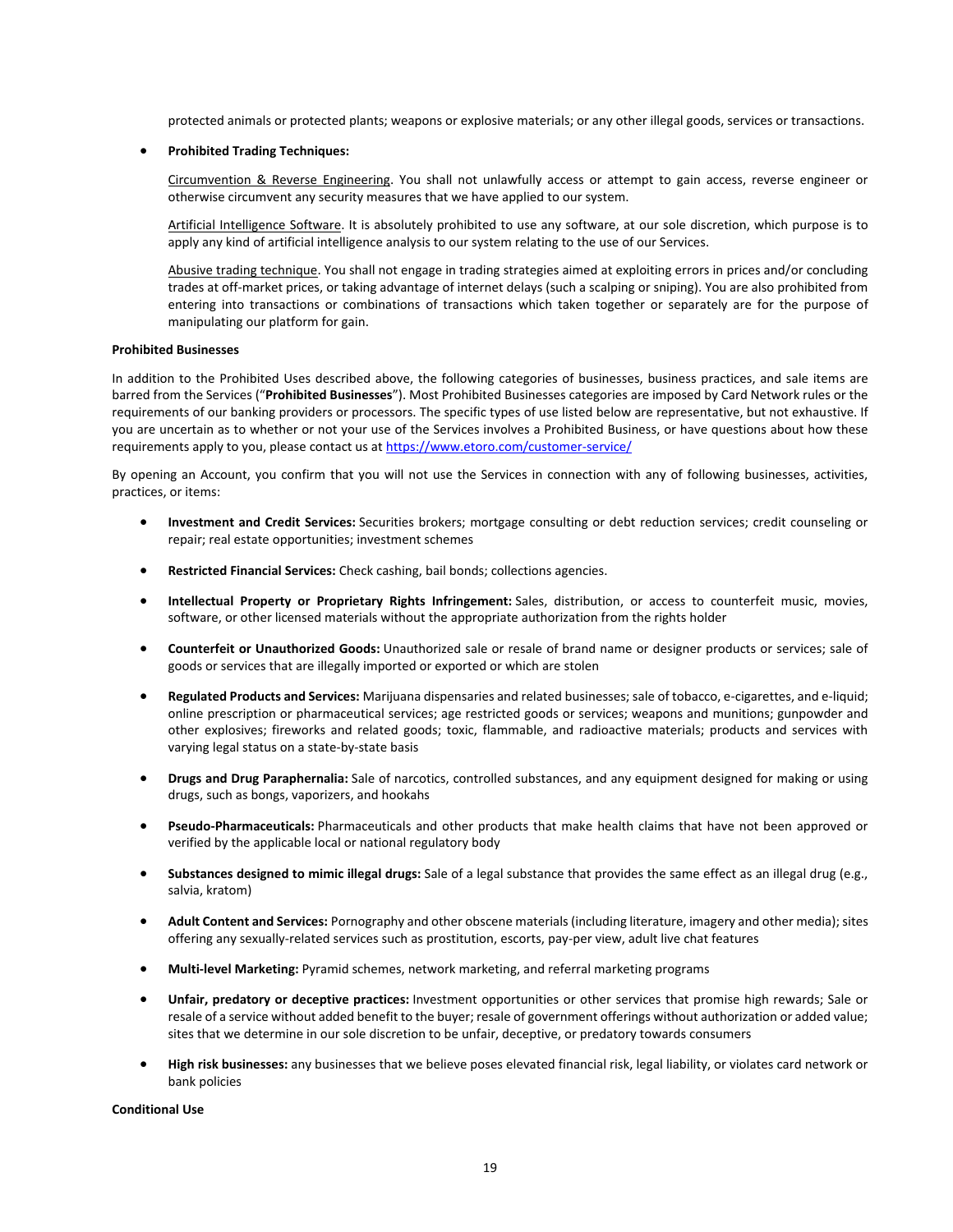protected animals or protected plants; weapons or explosive materials; or any other illegal goods, services or transactions.

- **Prohibited Trading Techniques:**

  Circumvention & Reverse Engineering. You shall not unlawfully access or attempt to gain access, reverse engineer or otherwise circumvent any security measures that we have applied to our system.

  Artificial Intelligence Software. It is absolutely prohibited to use any software, at our sole discretion, which purpose is to apply any kind of artificial intelligence analysis to our system relating to the use of our Services.

  Abusive trading technique. You shall not engage in trading strategies aimed at exploiting errors in prices and/or concluding trades at off-market prices, or taking advantage of internet delays (such a scalping or sniping). You are also prohibited from entering into transactions or combinations of transactions which taken together or separately are for the purpose of manipulating our platform for gain.

**Prohibited Businesses**

In addition to the Prohibited Uses described above, the following categories of businesses, business practices, and sale items are barred from the Services ("**Prohibited Businesses**"). Most Prohibited Businesses categories are imposed by Card Network rules or the requirements of our banking providers or processors. The specific types of use listed below are representative, but not exhaustive. If you are uncertain as to whether or not your use of the Services involves a Prohibited Business, or have questions about how these requirements apply to you, please contact us at https://www.etoro.com/customer-service/

By opening an Account, you confirm that you will not use the Services in connection with any of following businesses, activities, practices, or items:

- **Investment and Credit Services:** Securities brokers; mortgage consulting or debt reduction services; credit counseling or repair; real estate opportunities; investment schemes
- **Restricted Financial Services:** Check cashing, bail bonds; collections agencies.
- **Intellectual Property or Proprietary Rights Infringement:** Sales, distribution, or access to counterfeit music, movies, software, or other licensed materials without the appropriate authorization from the rights holder
- **Counterfeit or Unauthorized Goods:** Unauthorized sale or resale of brand name or designer products or services; sale of goods or services that are illegally imported or exported or which are stolen
- **Regulated Products and Services:** Marijuana dispensaries and related businesses; sale of tobacco, e-cigarettes, and e-liquid; online prescription or pharmaceutical services; age restricted goods or services; weapons and munitions; gunpowder and other explosives; fireworks and related goods; toxic, flammable, and radioactive materials; products and services with varying legal status on a state-by-state basis
- **Drugs and Drug Paraphernalia:** Sale of narcotics, controlled substances, and any equipment designed for making or using drugs, such as bongs, vaporizers, and hookahs
- **Pseudo-Pharmaceuticals:** Pharmaceuticals and other products that make health claims that have not been approved or verified by the applicable local or national regulatory body
- **Substances designed to mimic illegal drugs:** Sale of a legal substance that provides the same effect as an illegal drug (e.g., salvia, kratom)
- **Adult Content and Services:** Pornography and other obscene materials (including literature, imagery and other media); sites offering any sexually-related services such as prostitution, escorts, pay-per view, adult live chat features
- **Multi-level Marketing:** Pyramid schemes, network marketing, and referral marketing programs
- **Unfair, predatory or deceptive practices:** Investment opportunities or other services that promise high rewards; Sale or resale of a service without added benefit to the buyer; resale of government offerings without authorization or added value; sites that we determine in our sole discretion to be unfair, deceptive, or predatory towards consumers
- **High risk businesses:** any businesses that we believe poses elevated financial risk, legal liability, or violates card network or bank policies

**Conditional Use**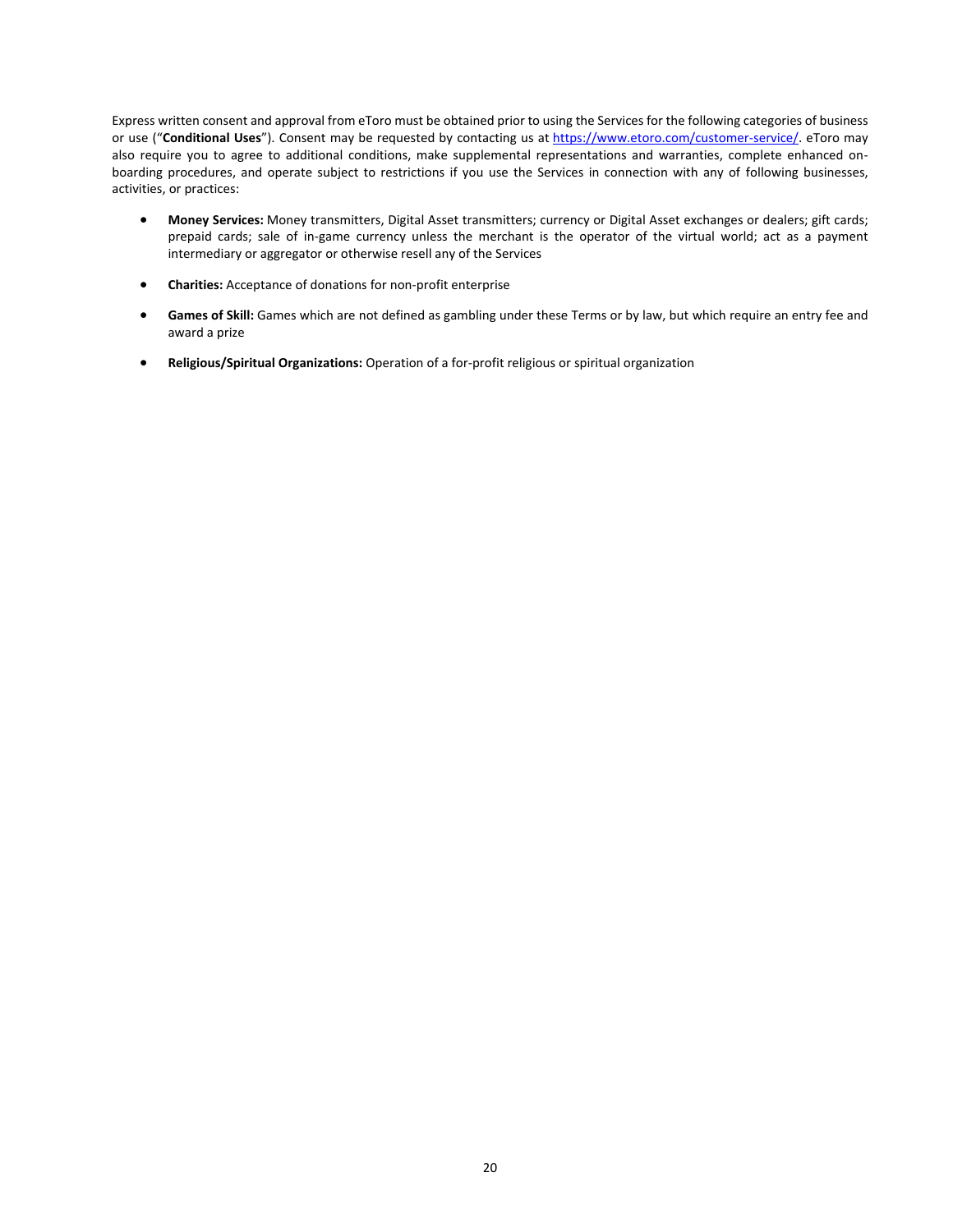Express written consent and approval from eToro must be obtained prior to using the Services for the following categories of business or use ("**Conditional Uses**"). Consent may be requested by contacting us at https://www.etoro.com/customer-service/. eToro may also require you to agree to additional conditions, make supplemental representations and warranties, complete enhanced on-boarding procedures, and operate subject to restrictions if you use the Services in connection with any of following businesses, activities, or practices:

- **Money Services:** Money transmitters, Digital Asset transmitters; currency or Digital Asset exchanges or dealers; gift cards; prepaid cards; sale of in-game currency unless the merchant is the operator of the virtual world; act as a payment intermediary or aggregator or otherwise resell any of the Services
- **Charities:** Acceptance of donations for non-profit enterprise
- **Games of Skill:** Games which are not defined as gambling under these Terms or by law, but which require an entry fee and award a prize
- **Religious/Spiritual Organizations:** Operation of a for-profit religious or spiritual organization